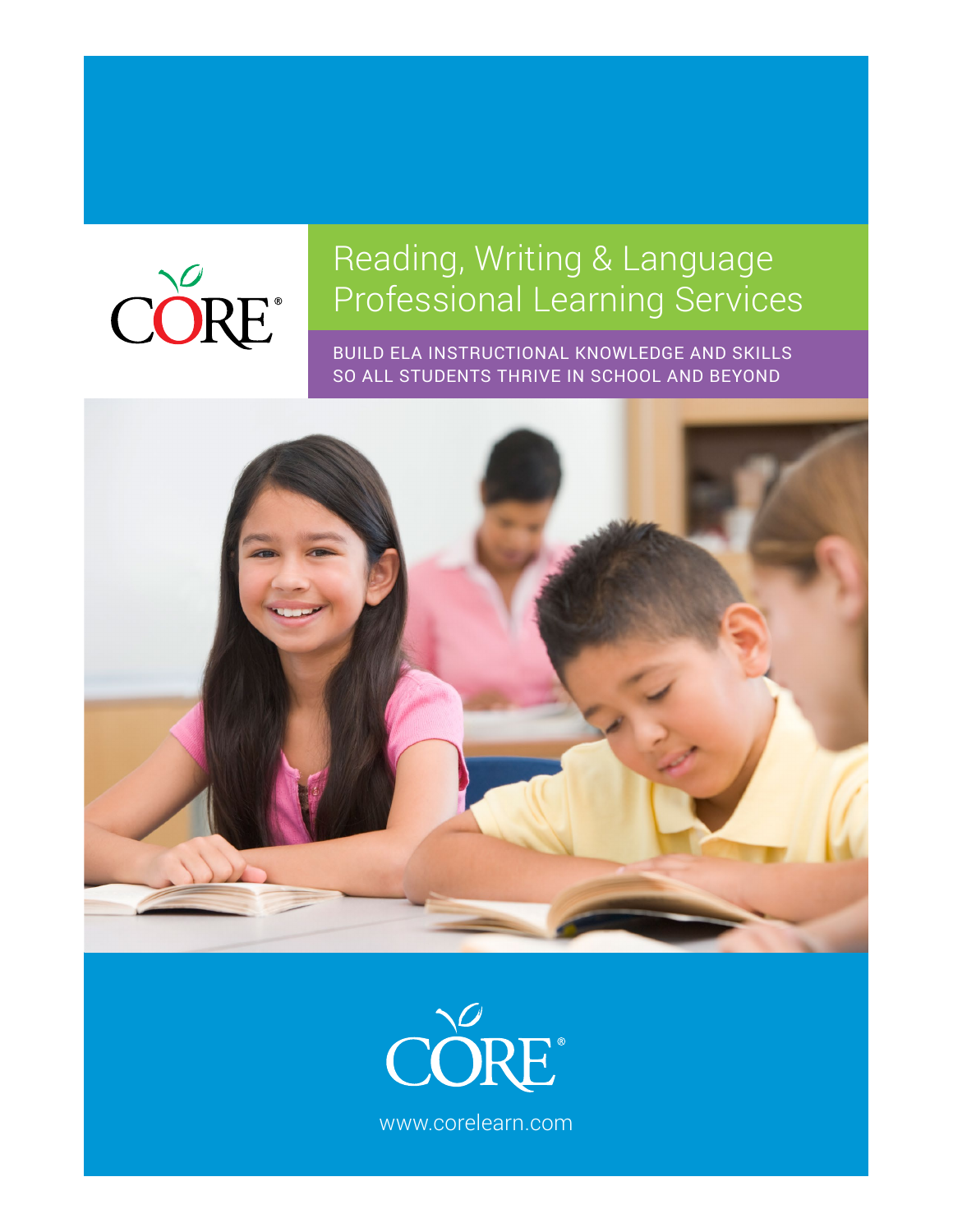CORE®

# Reading, Writing & Language Professional Learning Services

BUILD ELA INSTRUCTIONAL KNOWLEDGE AND SKILLS SO ALL STUDENTS THRIVE IN SCHOOL AND BEYOND

CORE®

www.corelearn.com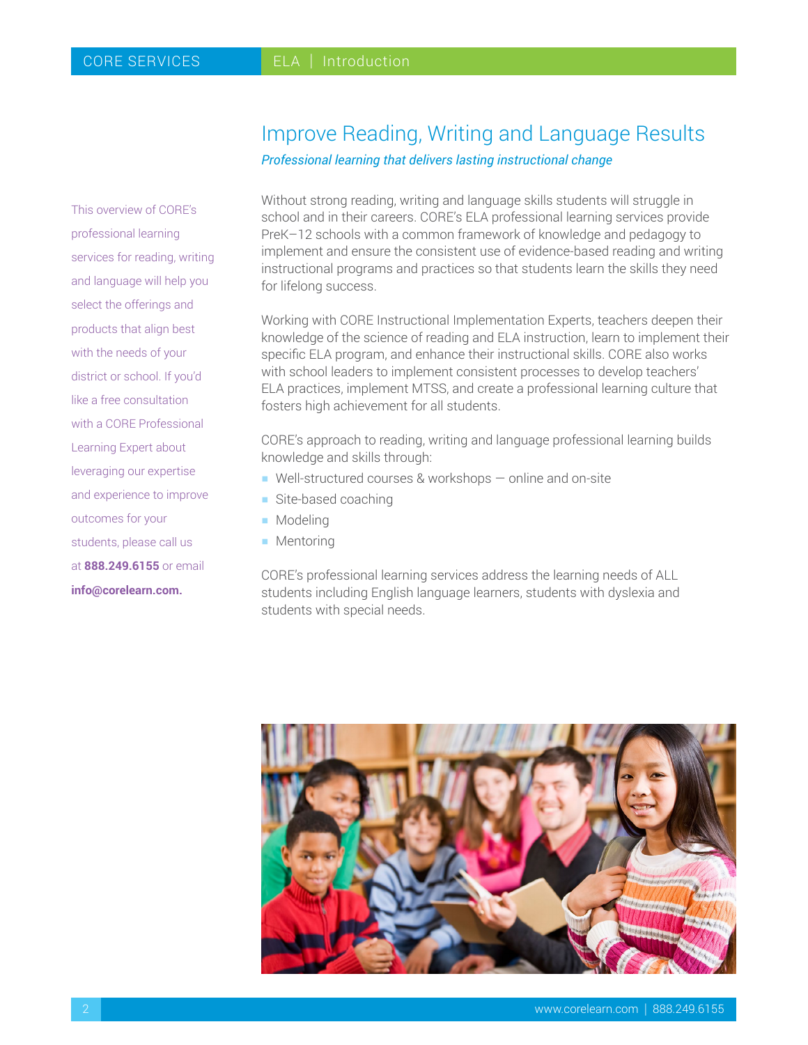# Improve Reading, Writing and Language Results

*Professional learning that delivers lasting instructional change*

This overview of CORE's professional learning services for reading, writing and language will help you select the offerings and products that align best with the needs of your district or school. If you'd like a free consultation with a CORE Professional Learning Expert about leveraging our expertise and experience to improve outcomes for your students, please call us at **888.249.6155** or email **info@corelearn.com.**

Without strong reading, writing and language skills students will struggle in school and in their careers. CORE's ELA professional learning services provide PreK–12 schools with a common framework of knowledge and pedagogy to implement and ensure the consistent use of evidence-based reading and writing instructional programs and practices so that students learn the skills they need for lifelong success.

Working with CORE Instructional Implementation Experts, teachers deepen their knowledge of the science of reading and ELA instruction, learn to implement their specific ELA program, and enhance their instructional skills. CORE also works with school leaders to implement consistent processes to develop teachers' ELA practices, implement MTSS, and create a professional learning culture that fosters high achievement for all students.

CORE's approach to reading, writing and language professional learning builds knowledge and skills through:

- Well-structured courses & workshops — online and on-site
- Site-based coaching
- Modeling
- Mentoring

CORE's professional learning services address the learning needs of ALL students including English language learners, students with dyslexia and students with special needs.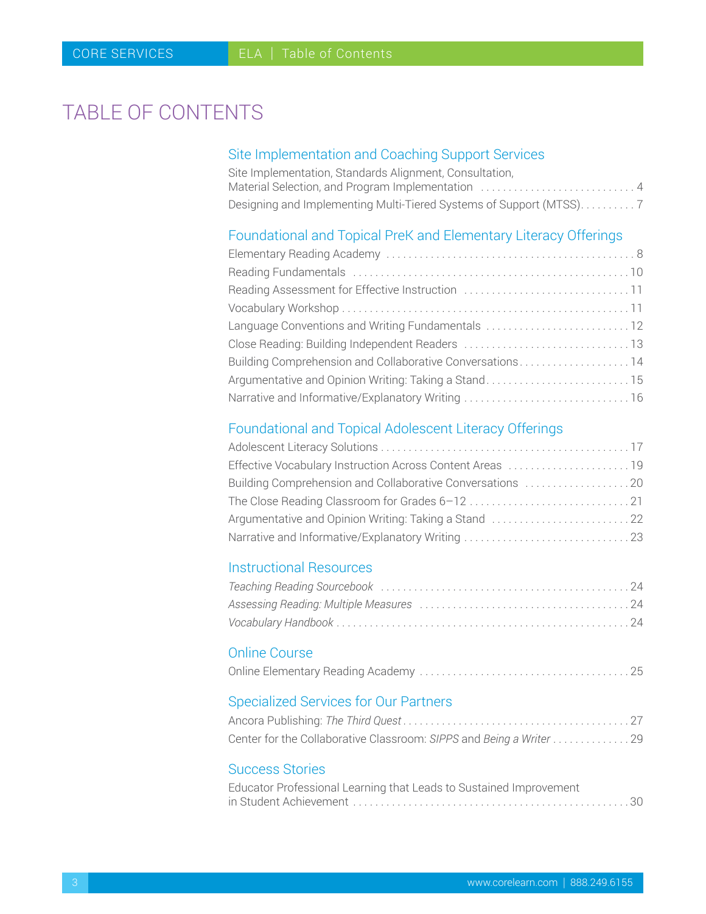# TABLE OF CONTENTS

## Site Implementation and Coaching Support Services

Site Implementation, Standards Alignment, Consultation, Material Selection, and Program Implementation . . . . . 4

Designing and Implementing Multi-Tiered Systems of Support (MTSS) . . . . . 7

## Foundational and Topical PreK and Elementary Literacy Offerings

Elementary Reading Academy . . . . . 8

Reading Fundamentals . . . . . 10

Reading Assessment for Effective Instruction . . . . . 11

Vocabulary Workshop . . . . . 11

Language Conventions and Writing Fundamentals . . . . . 12

Close Reading: Building Independent Readers . . . . . 13

Building Comprehension and Collaborative Conversations . . . . . 14

Argumentative and Opinion Writing: Taking a Stand . . . . . 15

Narrative and Informative/Explanatory Writing . . . . . 16

## Foundational and Topical Adolescent Literacy Offerings

Adolescent Literacy Solutions . . . . . 17

Effective Vocabulary Instruction Across Content Areas . . . . . 19

Building Comprehension and Collaborative Conversations . . . . . 20

The Close Reading Classroom for Grades 6–12 . . . . . 21

Argumentative and Opinion Writing: Taking a Stand . . . . . 22

Narrative and Informative/Explanatory Writing . . . . . 23

## Instructional Resources

*Teaching Reading Sourcebook* . . . . . 24

*Assessing Reading: Multiple Measures* . . . . . 24

*Vocabulary Handbook* . . . . . 24

## Online Course

Online Elementary Reading Academy . . . . . 25

## Specialized Services for Our Partners

Ancora Publishing: *The Third Quest* . . . . . 27

Center for the Collaborative Classroom: *SIPPS* and *Being a Writer* . . . . . 29

## Success Stories

Educator Professional Learning that Leads to Sustained Improvement in Student Achievement . . . . . 30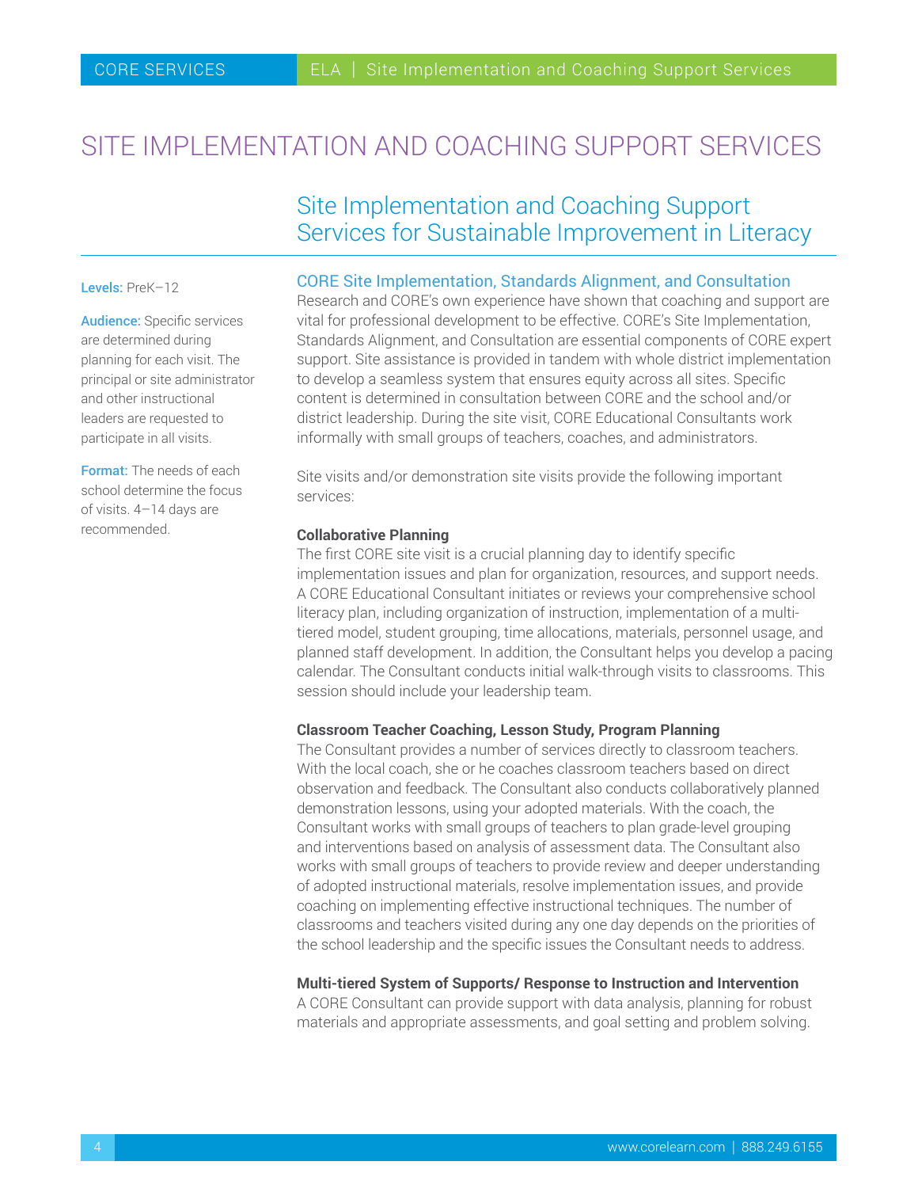# SITE IMPLEMENTATION AND COACHING SUPPORT SERVICES

## Site Implementation and Coaching Support Services for Sustainable Improvement in Literacy

**Levels:** PreK–12

**Audience:** Specific services are determined during planning for each visit. The principal or site administrator and other instructional leaders are requested to participate in all visits.

**Format:** The needs of each school determine the focus of visits. 4–14 days are recommended.

### CORE Site Implementation, Standards Alignment, and Consultation

Research and CORE's own experience have shown that coaching and support are vital for professional development to be effective. CORE's Site Implementation, Standards Alignment, and Consultation are essential components of CORE expert support. Site assistance is provided in tandem with whole district implementation to develop a seamless system that ensures equity across all sites. Specific content is determined in consultation between CORE and the school and/or district leadership. During the site visit, CORE Educational Consultants work informally with small groups of teachers, coaches, and administrators.

Site visits and/or demonstration site visits provide the following important services:

**Collaborative Planning**

The first CORE site visit is a crucial planning day to identify specific implementation issues and plan for organization, resources, and support needs. A CORE Educational Consultant initiates or reviews your comprehensive school literacy plan, including organization of instruction, implementation of a multi-tiered model, student grouping, time allocations, materials, personnel usage, and planned staff development. In addition, the Consultant helps you develop a pacing calendar. The Consultant conducts initial walk-through visits to classrooms. This session should include your leadership team.

**Classroom Teacher Coaching, Lesson Study, Program Planning**

The Consultant provides a number of services directly to classroom teachers. With the local coach, she or he coaches classroom teachers based on direct observation and feedback. The Consultant also conducts collaboratively planned demonstration lessons, using your adopted materials. With the coach, the Consultant works with small groups of teachers to plan grade-level grouping and interventions based on analysis of assessment data. The Consultant also works with small groups of teachers to provide review and deeper understanding of adopted instructional materials, resolve implementation issues, and provide coaching on implementing effective instructional techniques. The number of classrooms and teachers visited during any one day depends on the priorities of the school leadership and the specific issues the Consultant needs to address.

**Multi-tiered System of Supports/ Response to Instruction and Intervention**

A CORE Consultant can provide support with data analysis, planning for robust materials and appropriate assessments, and goal setting and problem solving.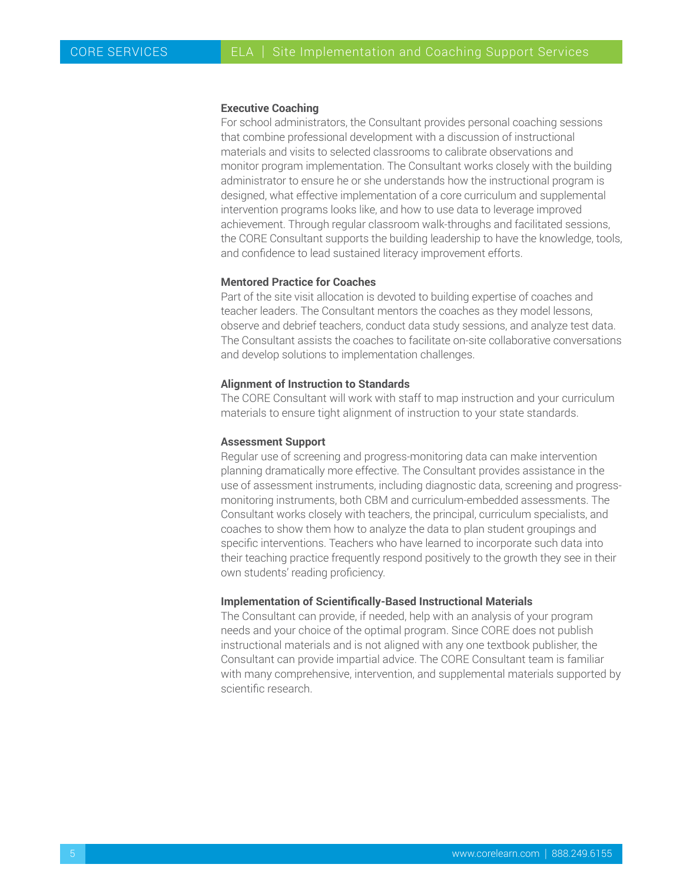### Executive Coaching

For school administrators, the Consultant provides personal coaching sessions that combine professional development with a discussion of instructional materials and visits to selected classrooms to calibrate observations and monitor program implementation. The Consultant works closely with the building administrator to ensure he or she understands how the instructional program is designed, what effective implementation of a core curriculum and supplemental intervention programs looks like, and how to use data to leverage improved achievement. Through regular classroom walk-throughs and facilitated sessions, the CORE Consultant supports the building leadership to have the knowledge, tools, and confidence to lead sustained literacy improvement efforts.

### Mentored Practice for Coaches

Part of the site visit allocation is devoted to building expertise of coaches and teacher leaders. The Consultant mentors the coaches as they model lessons, observe and debrief teachers, conduct data study sessions, and analyze test data. The Consultant assists the coaches to facilitate on-site collaborative conversations and develop solutions to implementation challenges.

### Alignment of Instruction to Standards

The CORE Consultant will work with staff to map instruction and your curriculum materials to ensure tight alignment of instruction to your state standards.

### Assessment Support

Regular use of screening and progress-monitoring data can make intervention planning dramatically more effective. The Consultant provides assistance in the use of assessment instruments, including diagnostic data, screening and progress-monitoring instruments, both CBM and curriculum-embedded assessments. The Consultant works closely with teachers, the principal, curriculum specialists, and coaches to show them how to analyze the data to plan student groupings and specific interventions. Teachers who have learned to incorporate such data into their teaching practice frequently respond positively to the growth they see in their own students' reading proficiency.

### Implementation of Scientifically-Based Instructional Materials

The Consultant can provide, if needed, help with an analysis of your program needs and your choice of the optimal program. Since CORE does not publish instructional materials and is not aligned with any one textbook publisher, the Consultant can provide impartial advice. The CORE Consultant team is familiar with many comprehensive, intervention, and supplemental materials supported by scientific research.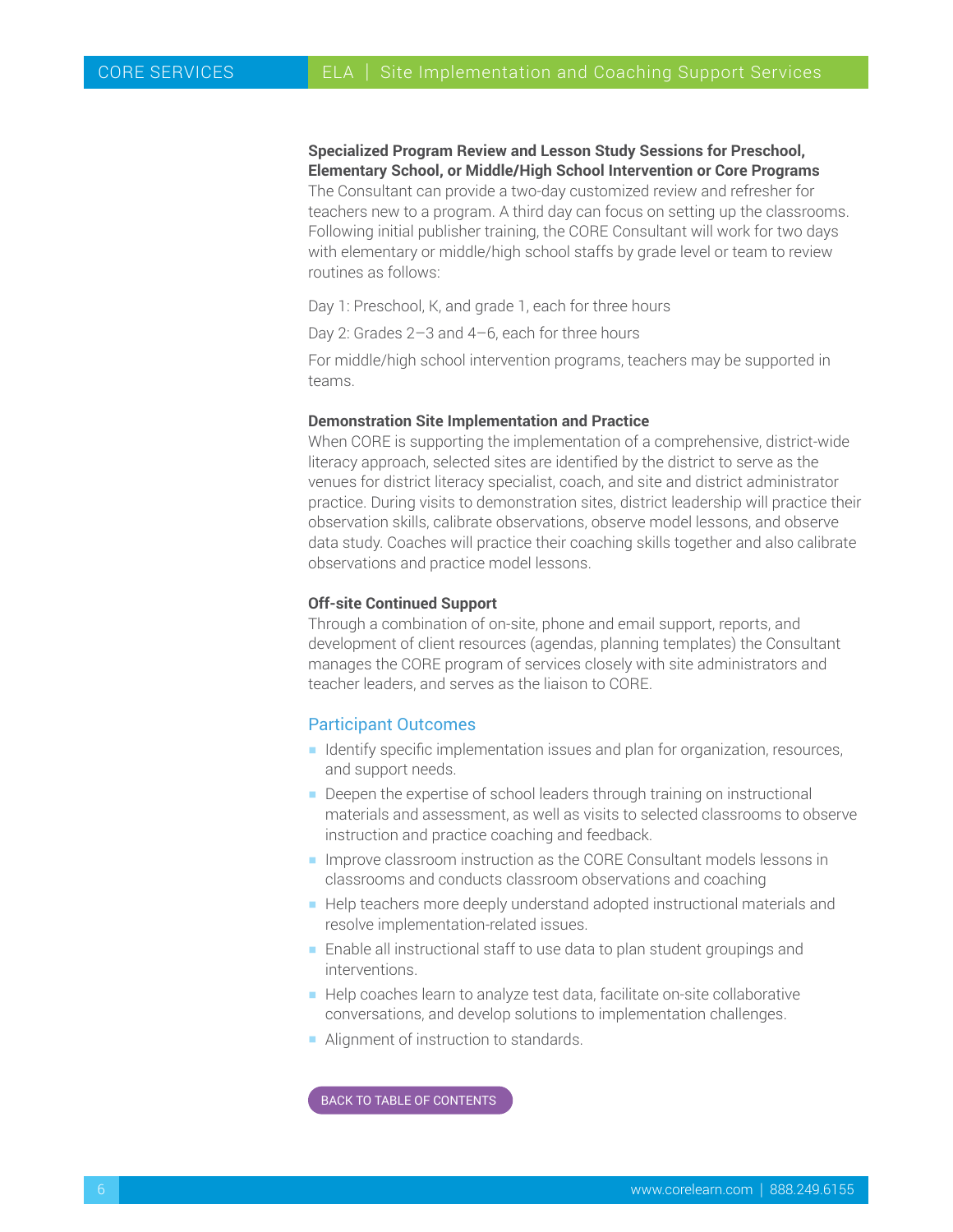**Specialized Program Review and Lesson Study Sessions for Preschool, Elementary School, or Middle/High School Intervention or Core Programs**

The Consultant can provide a two-day customized review and refresher for teachers new to a program. A third day can focus on setting up the classrooms. Following initial publisher training, the CORE Consultant will work for two days with elementary or middle/high school staffs by grade level or team to review routines as follows:

Day 1: Preschool, K, and grade 1, each for three hours

Day 2: Grades 2–3 and 4–6, each for three hours

For middle/high school intervention programs, teachers may be supported in teams.

**Demonstration Site Implementation and Practice**

When CORE is supporting the implementation of a comprehensive, district-wide literacy approach, selected sites are identified by the district to serve as the venues for district literacy specialist, coach, and site and district administrator practice. During visits to demonstration sites, district leadership will practice their observation skills, calibrate observations, observe model lessons, and observe data study. Coaches will practice their coaching skills together and also calibrate observations and practice model lessons.

**Off-site Continued Support**

Through a combination of on-site, phone and email support, reports, and development of client resources (agendas, planning templates) the Consultant manages the CORE program of services closely with site administrators and teacher leaders, and serves as the liaison to CORE.

## Participant Outcomes

- Identify specific implementation issues and plan for organization, resources, and support needs.
- Deepen the expertise of school leaders through training on instructional materials and assessment, as well as visits to selected classrooms to observe instruction and practice coaching and feedback.
- Improve classroom instruction as the CORE Consultant models lessons in classrooms and conducts classroom observations and coaching
- Help teachers more deeply understand adopted instructional materials and resolve implementation-related issues.
- Enable all instructional staff to use data to plan student groupings and interventions.
- Help coaches learn to analyze test data, facilitate on-site collaborative conversations, and develop solutions to implementation challenges.
- Alignment of instruction to standards.

BACK TO TABLE OF CONTENTS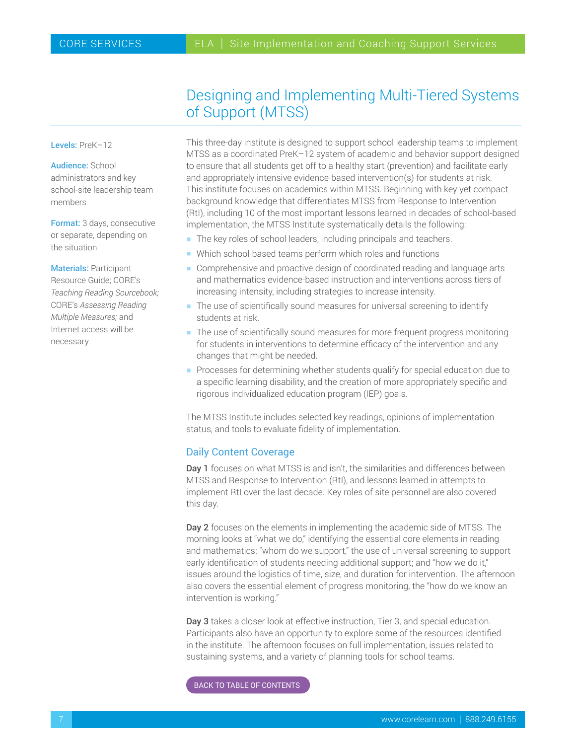# Designing and Implementing Multi-Tiered Systems of Support (MTSS)

**Levels:** PreK–12

**Audience:** School administrators and key school-site leadership team members

**Format:** 3 days, consecutive or separate, depending on the situation

**Materials:** Participant Resource Guide; CORE's *Teaching Reading Sourcebook;* CORE's *Assessing Reading Multiple Measures;* and Internet access will be necessary

This three-day institute is designed to support school leadership teams to implement MTSS as a coordinated PreK–12 system of academic and behavior support designed to ensure that all students get off to a healthy start (prevention) and facilitate early and appropriately intensive evidence-based intervention(s) for students at risk. This institute focuses on academics within MTSS. Beginning with key yet compact background knowledge that differentiates MTSS from Response to Intervention (RtI), including 10 of the most important lessons learned in decades of school-based implementation, the MTSS Institute systematically details the following:

- The key roles of school leaders, including principals and teachers.
- Which school-based teams perform which roles and functions
- Comprehensive and proactive design of coordinated reading and language arts and mathematics evidence-based instruction and interventions across tiers of increasing intensity, including strategies to increase intensity.
- The use of scientifically sound measures for universal screening to identify students at risk.
- The use of scientifically sound measures for more frequent progress monitoring for students in interventions to determine efficacy of the intervention and any changes that might be needed.
- Processes for determining whether students qualify for special education due to a specific learning disability, and the creation of more appropriately specific and rigorous individualized education program (IEP) goals.

The MTSS Institute includes selected key readings, opinions of implementation status, and tools to evaluate fidelity of implementation.

## Daily Content Coverage

**Day 1** focuses on what MTSS is and isn't, the similarities and differences between MTSS and Response to Intervention (RtI), and lessons learned in attempts to implement RtI over the last decade. Key roles of site personnel are also covered this day.

**Day 2** focuses on the elements in implementing the academic side of MTSS. The morning looks at "what we do," identifying the essential core elements in reading and mathematics; "whom do we support," the use of universal screening to support early identification of students needing additional support; and "how we do it," issues around the logistics of time, size, and duration for intervention. The afternoon also covers the essential element of progress monitoring, the "how do we know an intervention is working."

**Day 3** takes a closer look at effective instruction, Tier 3, and special education. Participants also have an opportunity to explore some of the resources identified in the institute. The afternoon focuses on full implementation, issues related to sustaining systems, and a variety of planning tools for school teams.

BACK TO TABLE OF CONTENTS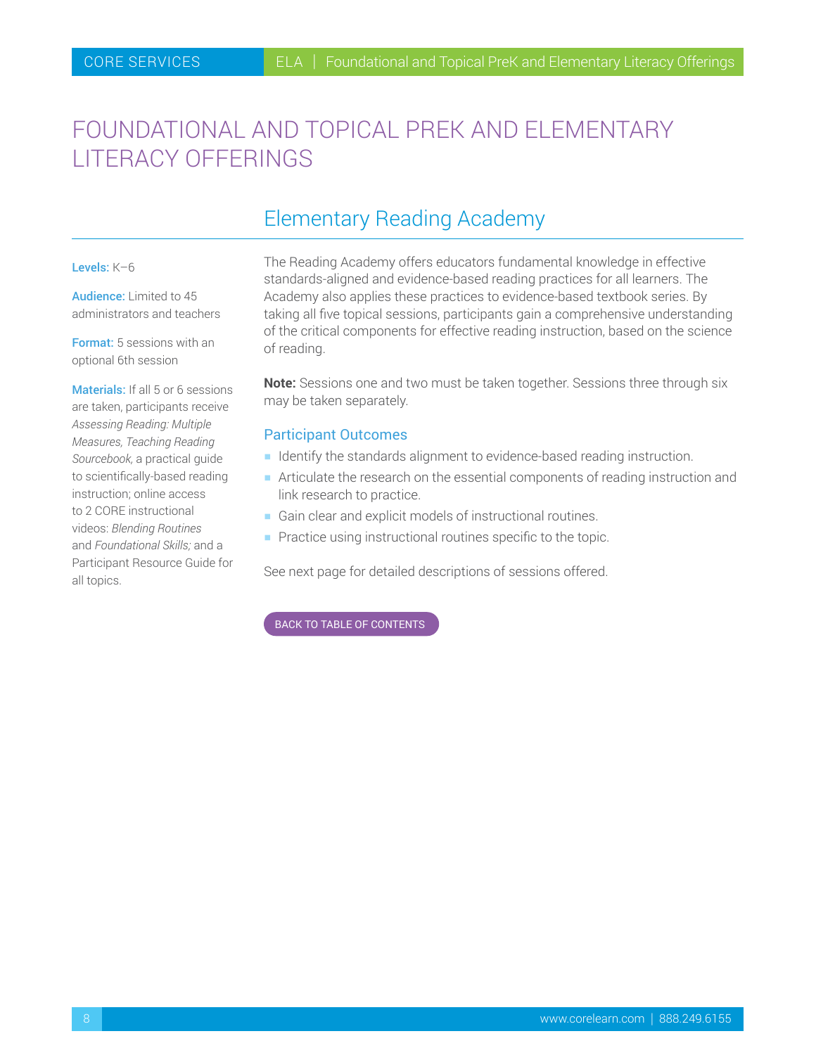# FOUNDATIONAL AND TOPICAL PREK AND ELEMENTARY LITERACY OFFERINGS

## Elementary Reading Academy

**Levels:** K–6

**Audience:** Limited to 45 administrators and teachers

**Format:** 5 sessions with an optional 6th session

**Materials:** If all 5 or 6 sessions are taken, participants receive *Assessing Reading: Multiple Measures, Teaching Reading Sourcebook,* a practical guide to scientifically-based reading instruction; online access to 2 CORE instructional videos: *Blending Routines* and *Foundational Skills;* and a Participant Resource Guide for all topics.

The Reading Academy offers educators fundamental knowledge in effective standards-aligned and evidence-based reading practices for all learners. The Academy also applies these practices to evidence-based textbook series. By taking all five topical sessions, participants gain a comprehensive understanding of the critical components for effective reading instruction, based on the science of reading.

**Note:** Sessions one and two must be taken together. Sessions three through six may be taken separately.

### Participant Outcomes

- Identify the standards alignment to evidence-based reading instruction.
- Articulate the research on the essential components of reading instruction and link research to practice.
- Gain clear and explicit models of instructional routines.
- Practice using instructional routines specific to the topic.

See next page for detailed descriptions of sessions offered.

BACK TO TABLE OF CONTENTS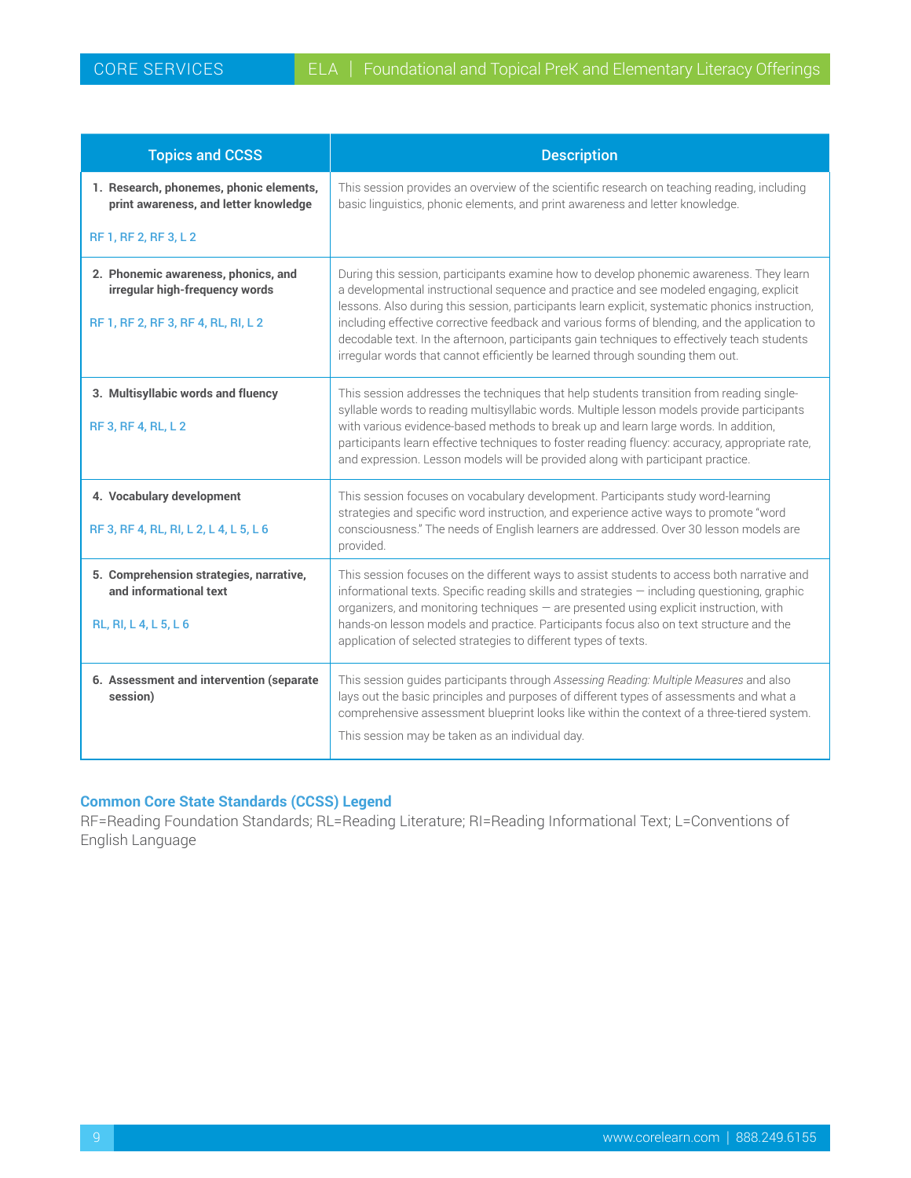| Topics and CCSS | Description |
| --- | --- |
| **1. Research, phonemes, phonic elements, print awareness, and letter knowledge**<br><br>RF 1, RF 2, RF 3, L 2 | This session provides an overview of the scientific research on teaching reading, including basic linguistics, phonic elements, and print awareness and letter knowledge. |
| **2. Phonemic awareness, phonics, and irregular high-frequency words**<br><br>RF 1, RF 2, RF 3, RF 4, RL, RI, L 2 | During this session, participants examine how to develop phonemic awareness. They learn a developmental instructional sequence and practice and see modeled engaging, explicit lessons. Also during this session, participants learn explicit, systematic phonics instruction, including effective corrective feedback and various forms of blending, and the application to decodable text. In the afternoon, participants gain techniques to effectively teach students irregular words that cannot efficiently be learned through sounding them out. |
| **3. Multisyllabic words and fluency**<br><br>RF 3, RF 4, RL, L 2 | This session addresses the techniques that help students transition from reading single-syllable words to reading multisyllabic words. Multiple lesson models provide participants with various evidence-based methods to break up and learn large words. In addition, participants learn effective techniques to foster reading fluency: accuracy, appropriate rate, and expression. Lesson models will be provided along with participant practice. |
| **4. Vocabulary development**<br><br>RF 3, RF 4, RL, RI, L 2, L 4, L 5, L 6 | This session focuses on vocabulary development. Participants study word-learning strategies and specific word instruction, and experience active ways to promote "word consciousness." The needs of English learners are addressed. Over 30 lesson models are provided. |
| **5. Comprehension strategies, narrative, and informational text**<br><br>RL, RI, L 4, L 5, L 6 | This session focuses on the different ways to assist students to access both narrative and informational texts. Specific reading skills and strategies — including questioning, graphic organizers, and monitoring techniques — are presented using explicit instruction, with hands-on lesson models and practice. Participants focus also on text structure and the application of selected strategies to different types of texts. |
| **6. Assessment and intervention (separate session)** | This session guides participants through *Assessing Reading: Multiple Measures* and also lays out the basic principles and purposes of different types of assessments and what a comprehensive assessment blueprint looks like within the context of a three-tiered system.<br><br>This session may be taken as an individual day. |

**Common Core State Standards (CCSS) Legend**

RF=Reading Foundation Standards; RL=Reading Literature; RI=Reading Informational Text; L=Conventions of English Language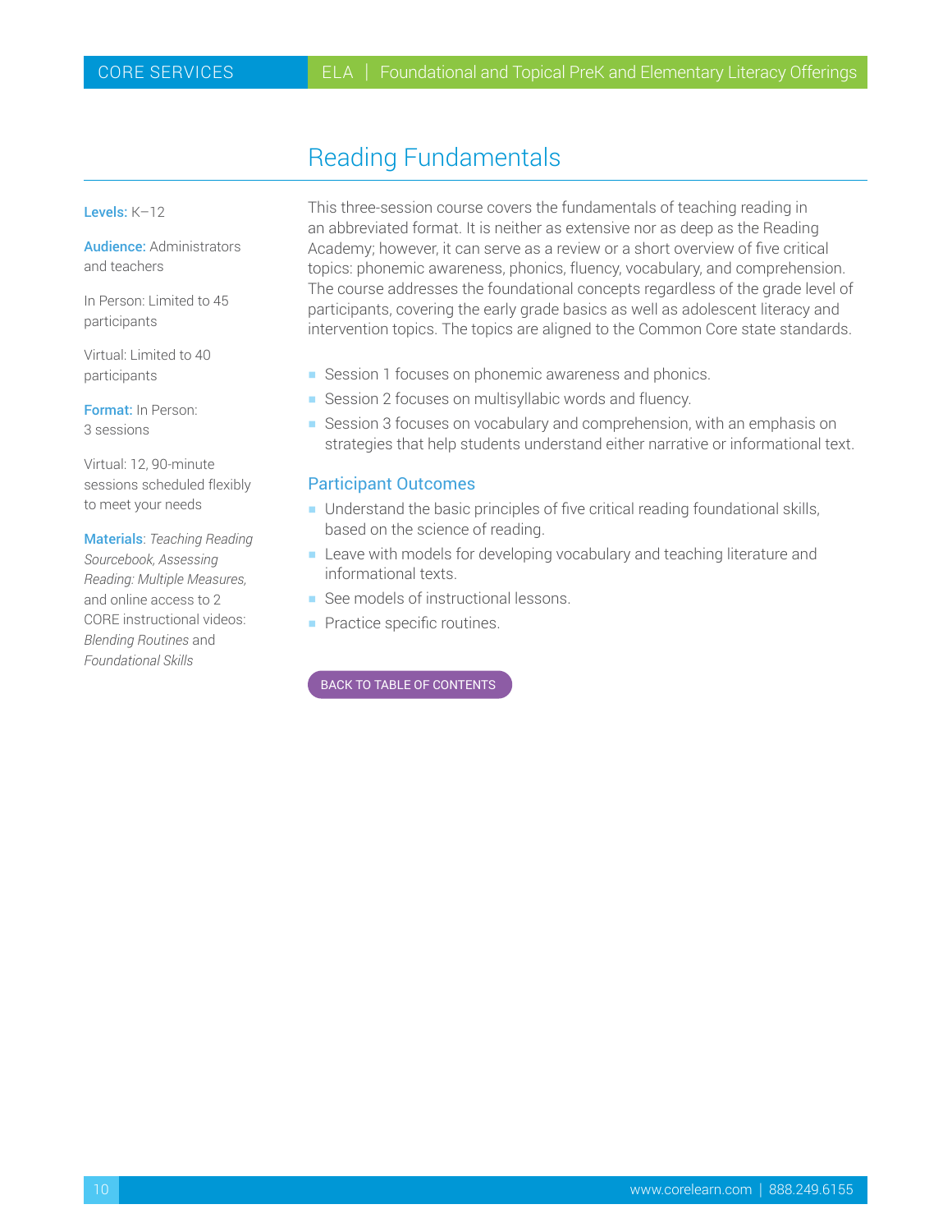# Reading Fundamentals

**Levels:** K–12

**Audience:** Administrators and teachers

In Person: Limited to 45 participants

Virtual: Limited to 40 participants

**Format:** In Person: 3 sessions

Virtual: 12, 90-minute sessions scheduled flexibly to meet your needs

**Materials**: *Teaching Reading Sourcebook, Assessing Reading: Multiple Measures,* and online access to 2 CORE instructional videos: *Blending Routines* and *Foundational Skills*

This three-session course covers the fundamentals of teaching reading in an abbreviated format. It is neither as extensive nor as deep as the Reading Academy; however, it can serve as a review or a short overview of five critical topics: phonemic awareness, phonics, fluency, vocabulary, and comprehension. The course addresses the foundational concepts regardless of the grade level of participants, covering the early grade basics as well as adolescent literacy and intervention topics. The topics are aligned to the Common Core state standards.

- Session 1 focuses on phonemic awareness and phonics.
- Session 2 focuses on multisyllabic words and fluency.
- Session 3 focuses on vocabulary and comprehension, with an emphasis on strategies that help students understand either narrative or informational text.

## Participant Outcomes

- Understand the basic principles of five critical reading foundational skills, based on the science of reading.
- Leave with models for developing vocabulary and teaching literature and informational texts.
- See models of instructional lessons.
- Practice specific routines.

BACK TO TABLE OF CONTENTS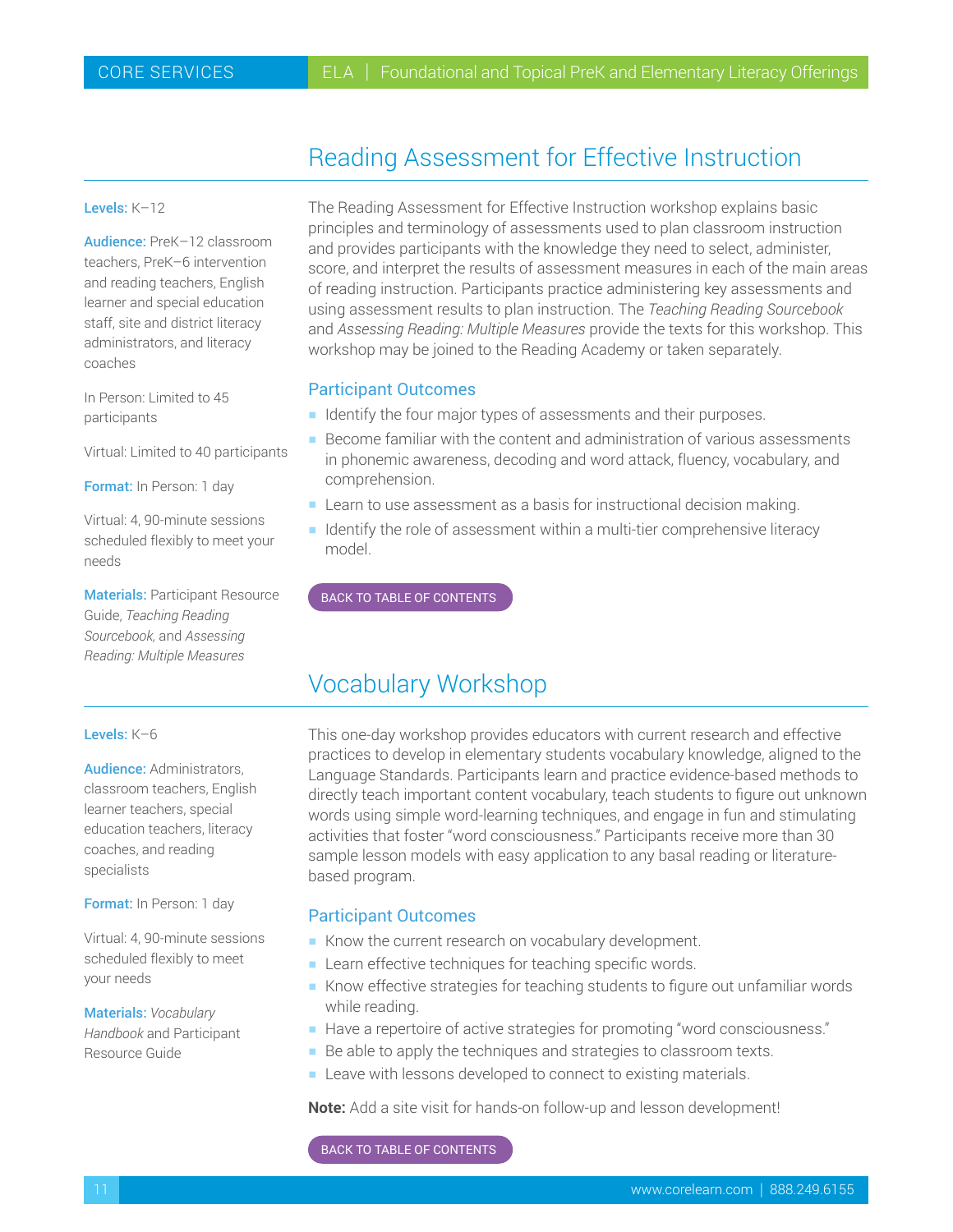## Reading Assessment for Effective Instruction

**Levels:** K–12

**Audience:** PreK–12 classroom teachers, PreK–6 intervention and reading teachers, English learner and special education staff, site and district literacy administrators, and literacy coaches

In Person: Limited to 45 participants

Virtual: Limited to 40 participants

**Format:** In Person: 1 day

Virtual: 4, 90-minute sessions scheduled flexibly to meet your needs

**Materials:** Participant Resource Guide, *Teaching Reading Sourcebook*, and *Assessing Reading: Multiple Measures*

The Reading Assessment for Effective Instruction workshop explains basic principles and terminology of assessments used to plan classroom instruction and provides participants with the knowledge they need to select, administer, score, and interpret the results of assessment measures in each of the main areas of reading instruction. Participants practice administering key assessments and using assessment results to plan instruction. The *Teaching Reading Sourcebook* and *Assessing Reading: Multiple Measures* provide the texts for this workshop. This workshop may be joined to the Reading Academy or taken separately.

### Participant Outcomes

- Identify the four major types of assessments and their purposes.
- Become familiar with the content and administration of various assessments in phonemic awareness, decoding and word attack, fluency, vocabulary, and comprehension.
- Learn to use assessment as a basis for instructional decision making.
- Identify the role of assessment within a multi-tier comprehensive literacy model.

BACK TO TABLE OF CONTENTS

## Vocabulary Workshop

**Levels:** K–6

**Audience:** Administrators, classroom teachers, English learner teachers, special education teachers, literacy coaches, and reading specialists

**Format:** In Person: 1 day

Virtual: 4, 90-minute sessions scheduled flexibly to meet your needs

**Materials:** *Vocabulary Handbook* and Participant Resource Guide

This one-day workshop provides educators with current research and effective practices to develop in elementary students vocabulary knowledge, aligned to the Language Standards. Participants learn and practice evidence-based methods to directly teach important content vocabulary, teach students to figure out unknown words using simple word-learning techniques, and engage in fun and stimulating activities that foster "word consciousness." Participants receive more than 30 sample lesson models with easy application to any basal reading or literature-based program.

### Participant Outcomes

- Know the current research on vocabulary development.
- Learn effective techniques for teaching specific words.
- Know effective strategies for teaching students to figure out unfamiliar words while reading.
- Have a repertoire of active strategies for promoting "word consciousness."
- Be able to apply the techniques and strategies to classroom texts.
- Leave with lessons developed to connect to existing materials.

**Note:** Add a site visit for hands-on follow-up and lesson development!

BACK TO TABLE OF CONTENTS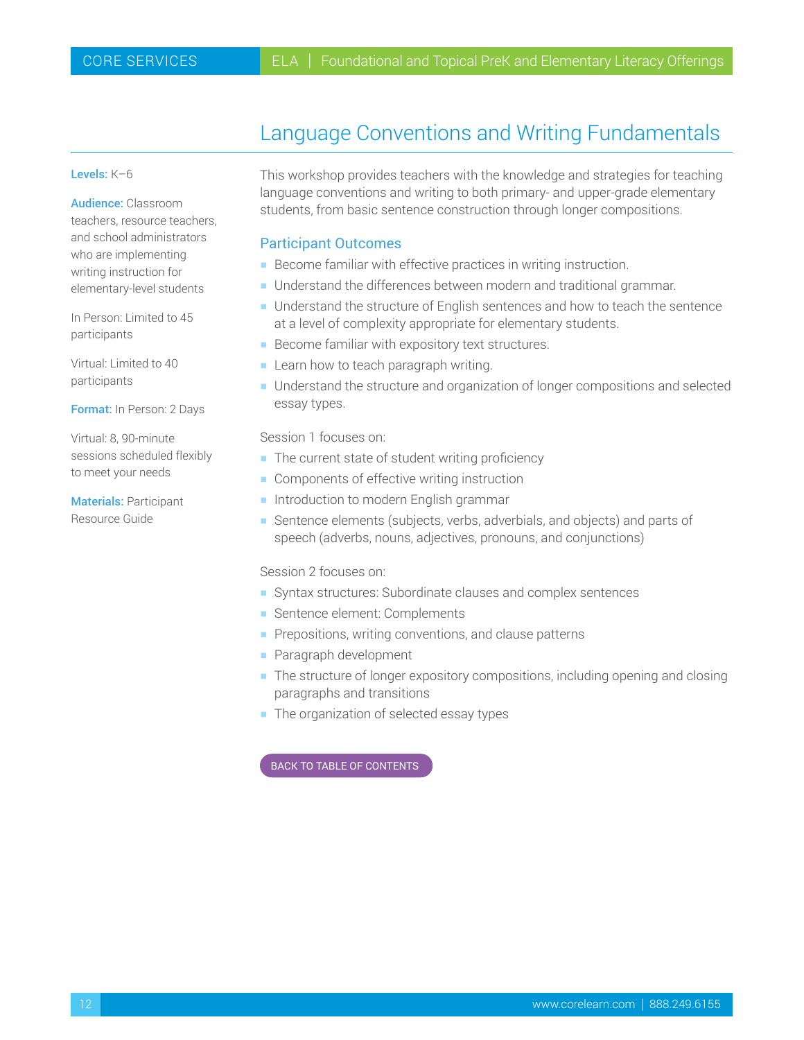# Language Conventions and Writing Fundamentals

**Levels:** K–6

**Audience:** Classroom teachers, resource teachers, and school administrators who are implementing writing instruction for elementary-level students

In Person: Limited to 45 participants

Virtual: Limited to 40 participants

**Format:** In Person: 2 Days

Virtual: 8, 90-minute sessions scheduled flexibly to meet your needs

**Materials:** Participant Resource Guide

This workshop provides teachers with the knowledge and strategies for teaching language conventions and writing to both primary- and upper-grade elementary students, from basic sentence construction through longer compositions.

## Participant Outcomes

- Become familiar with effective practices in writing instruction.
- Understand the differences between modern and traditional grammar.
- Understand the structure of English sentences and how to teach the sentence at a level of complexity appropriate for elementary students.
- Become familiar with expository text structures.
- Learn how to teach paragraph writing.
- Understand the structure and organization of longer compositions and selected essay types.

Session 1 focuses on:

- The current state of student writing proficiency
- Components of effective writing instruction
- Introduction to modern English grammar
- Sentence elements (subjects, verbs, adverbials, and objects) and parts of speech (adverbs, nouns, adjectives, pronouns, and conjunctions)

Session 2 focuses on:

- Syntax structures: Subordinate clauses and complex sentences
- Sentence element: Complements
- Prepositions, writing conventions, and clause patterns
- Paragraph development
- The structure of longer expository compositions, including opening and closing paragraphs and transitions
- The organization of selected essay types

BACK TO TABLE OF CONTENTS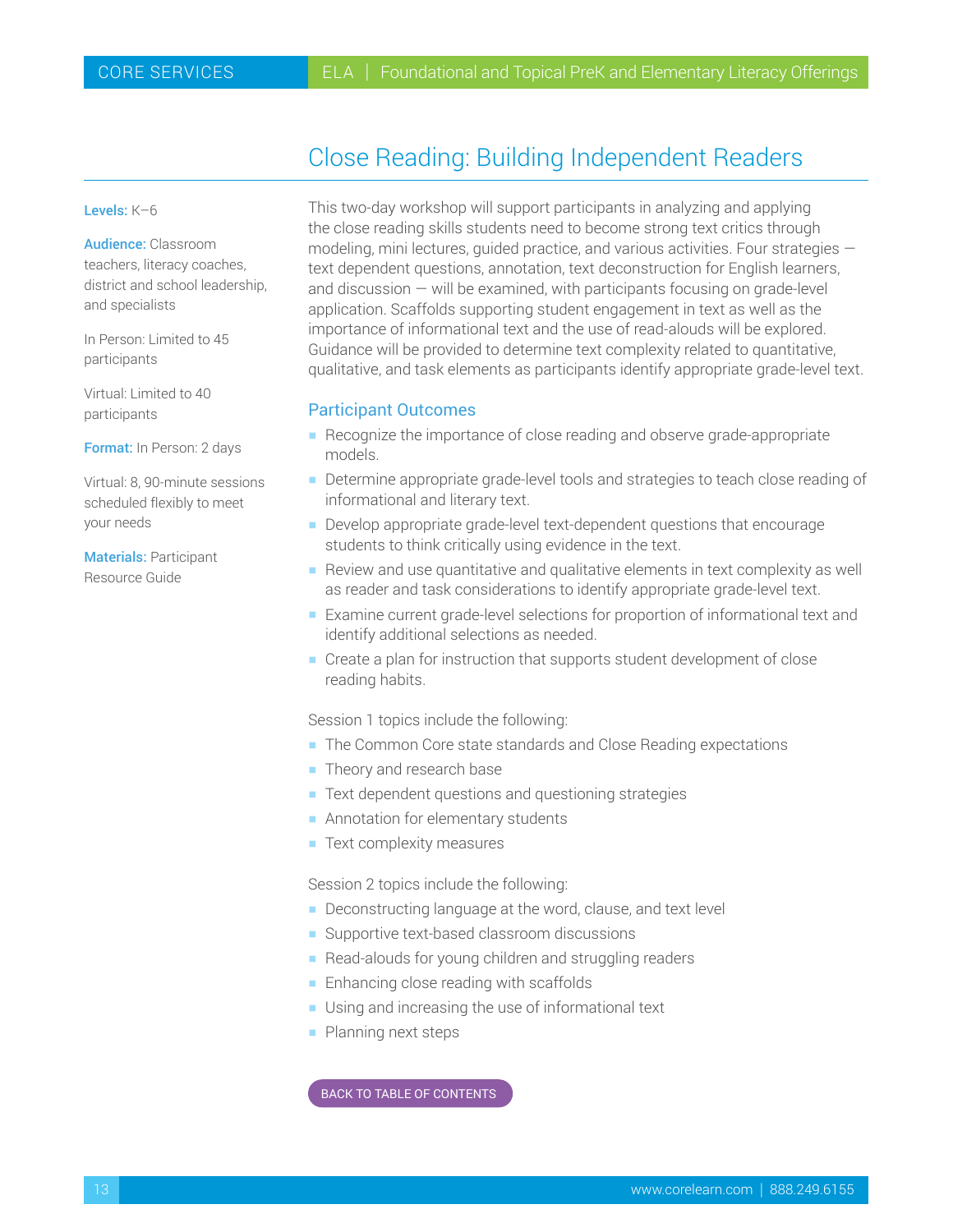# Close Reading: Building Independent Readers

**Levels:** K–6

**Audience:** Classroom teachers, literacy coaches, district and school leadership, and specialists

In Person: Limited to 45 participants

Virtual: Limited to 40 participants

**Format:** In Person: 2 days

Virtual: 8, 90-minute sessions scheduled flexibly to meet your needs

**Materials:** Participant Resource Guide

This two-day workshop will support participants in analyzing and applying the close reading skills students need to become strong text critics through modeling, mini lectures, guided practice, and various activities. Four strategies — text dependent questions, annotation, text deconstruction for English learners, and discussion — will be examined, with participants focusing on grade-level application. Scaffolds supporting student engagement in text as well as the importance of informational text and the use of read-alouds will be explored. Guidance will be provided to determine text complexity related to quantitative, qualitative, and task elements as participants identify appropriate grade-level text.

## Participant Outcomes

- Recognize the importance of close reading and observe grade-appropriate models.
- Determine appropriate grade-level tools and strategies to teach close reading of informational and literary text.
- Develop appropriate grade-level text-dependent questions that encourage students to think critically using evidence in the text.
- Review and use quantitative and qualitative elements in text complexity as well as reader and task considerations to identify appropriate grade-level text.
- Examine current grade-level selections for proportion of informational text and identify additional selections as needed.
- Create a plan for instruction that supports student development of close reading habits.

Session 1 topics include the following:

- The Common Core state standards and Close Reading expectations
- Theory and research base
- Text dependent questions and questioning strategies
- Annotation for elementary students
- Text complexity measures

Session 2 topics include the following:

- Deconstructing language at the word, clause, and text level
- Supportive text-based classroom discussions
- Read-alouds for young children and struggling readers
- Enhancing close reading with scaffolds
- Using and increasing the use of informational text
- Planning next steps

BACK TO TABLE OF CONTENTS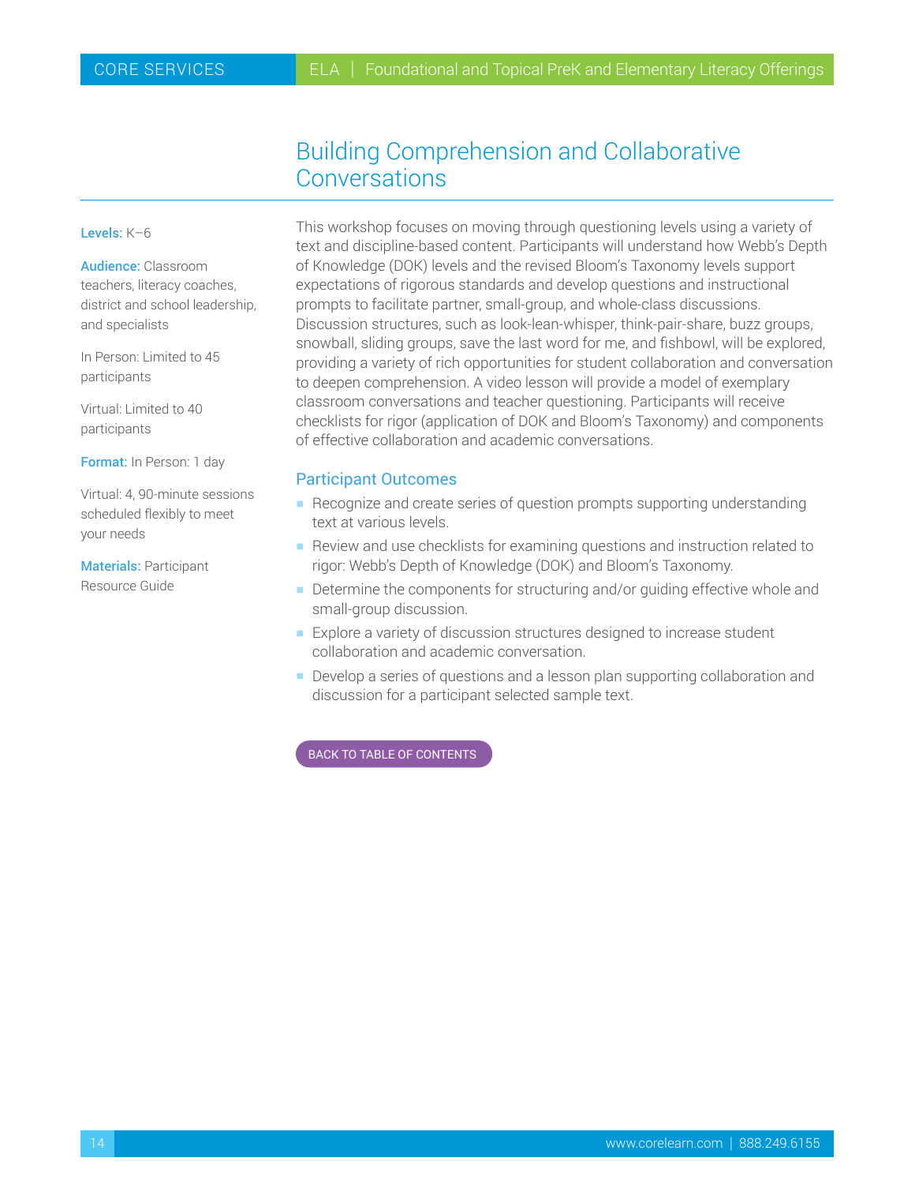# Building Comprehension and Collaborative Conversations

**Levels:** K–6

**Audience:** Classroom teachers, literacy coaches, district and school leadership, and specialists

In Person: Limited to 45 participants

Virtual: Limited to 40 participants

**Format:** In Person: 1 day

Virtual: 4, 90-minute sessions scheduled flexibly to meet your needs

**Materials:** Participant Resource Guide

This workshop focuses on moving through questioning levels using a variety of text and discipline-based content. Participants will understand how Webb's Depth of Knowledge (DOK) levels and the revised Bloom's Taxonomy levels support expectations of rigorous standards and develop questions and instructional prompts to facilitate partner, small-group, and whole-class discussions. Discussion structures, such as look-lean-whisper, think-pair-share, buzz groups, snowball, sliding groups, save the last word for me, and fishbowl, will be explored, providing a variety of rich opportunities for student collaboration and conversation to deepen comprehension. A video lesson will provide a model of exemplary classroom conversations and teacher questioning. Participants will receive checklists for rigor (application of DOK and Bloom's Taxonomy) and components of effective collaboration and academic conversations.

## Participant Outcomes

- Recognize and create series of question prompts supporting understanding text at various levels.
- Review and use checklists for examining questions and instruction related to rigor: Webb's Depth of Knowledge (DOK) and Bloom's Taxonomy.
- Determine the components for structuring and/or guiding effective whole and small-group discussion.
- Explore a variety of discussion structures designed to increase student collaboration and academic conversation.
- Develop a series of questions and a lesson plan supporting collaboration and discussion for a participant selected sample text.

BACK TO TABLE OF CONTENTS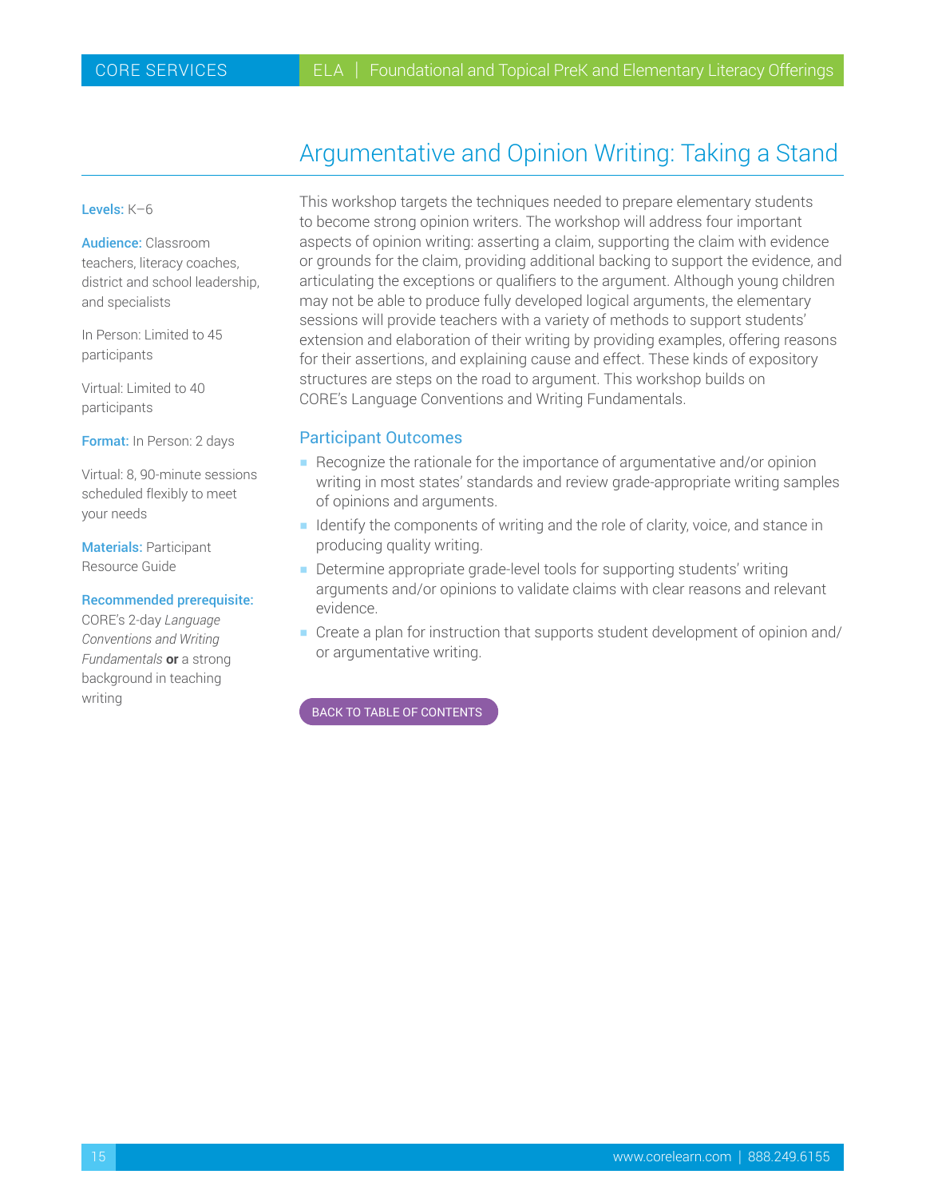# Argumentative and Opinion Writing: Taking a Stand

**Levels:** K–6

**Audience:** Classroom teachers, literacy coaches, district and school leadership, and specialists

In Person: Limited to 45 participants

Virtual: Limited to 40 participants

**Format:** In Person: 2 days

Virtual: 8, 90-minute sessions scheduled flexibly to meet your needs

**Materials:** Participant Resource Guide

**Recommended prerequisite:** CORE's 2-day *Language Conventions and Writing Fundamentals* **or** a strong background in teaching writing

This workshop targets the techniques needed to prepare elementary students to become strong opinion writers. The workshop will address four important aspects of opinion writing: asserting a claim, supporting the claim with evidence or grounds for the claim, providing additional backing to support the evidence, and articulating the exceptions or qualifiers to the argument. Although young children may not be able to produce fully developed logical arguments, the elementary sessions will provide teachers with a variety of methods to support students' extension and elaboration of their writing by providing examples, offering reasons for their assertions, and explaining cause and effect. These kinds of expository structures are steps on the road to argument. This workshop builds on CORE's Language Conventions and Writing Fundamentals.

## Participant Outcomes

- Recognize the rationale for the importance of argumentative and/or opinion writing in most states' standards and review grade-appropriate writing samples of opinions and arguments.
- Identify the components of writing and the role of clarity, voice, and stance in producing quality writing.
- Determine appropriate grade-level tools for supporting students' writing arguments and/or opinions to validate claims with clear reasons and relevant evidence.
- Create a plan for instruction that supports student development of opinion and/or argumentative writing.

BACK TO TABLE OF CONTENTS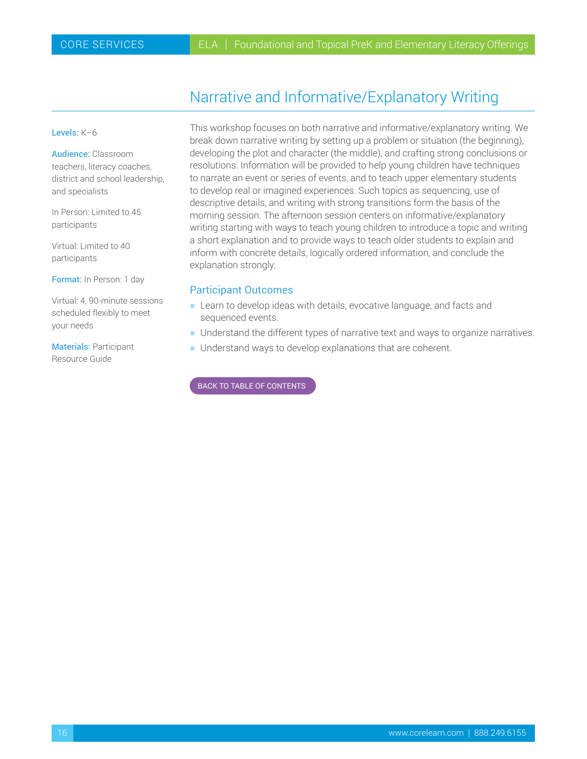# Narrative and Informative/Explanatory Writing

**Levels:** K–6

**Audience:** Classroom teachers, literacy coaches, district and school leadership, and specialists

In Person: Limited to 45 participants

Virtual: Limited to 40 participants

**Format:** In Person: 1 day

Virtual: 4, 90-minute sessions scheduled flexibly to meet your needs

**Materials:** Participant Resource Guide

This workshop focuses on both narrative and informative/explanatory writing. We break down narrative writing by setting up a problem or situation (the beginning), developing the plot and character (the middle), and crafting strong conclusions or resolutions. Information will be provided to help young children have techniques to narrate an event or series of events, and to teach upper elementary students to develop real or imagined experiences. Such topics as sequencing, use of descriptive details, and writing with strong transitions form the basis of the morning session. The afternoon session centers on informative/explanatory writing starting with ways to teach young children to introduce a topic and writing a short explanation and to provide ways to teach older students to explain and inform with concrete details, logically ordered information, and conclude the explanation strongly.

## Participant Outcomes

- Learn to develop ideas with details, evocative language, and facts and sequenced events.
- Understand the different types of narrative text and ways to organize narratives.
- Understand ways to develop explanations that are coherent.

BACK TO TABLE OF CONTENTS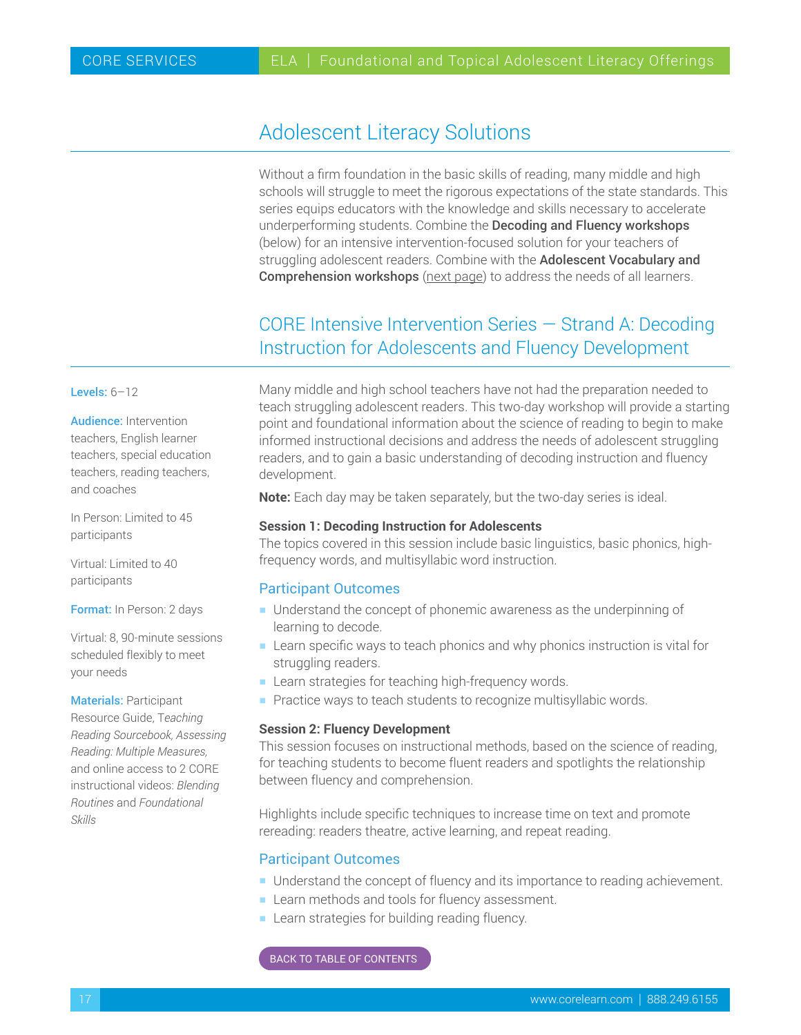# Adolescent Literacy Solutions

Without a firm foundation in the basic skills of reading, many middle and high schools will struggle to meet the rigorous expectations of the state standards. This series equips educators with the knowledge and skills necessary to accelerate underperforming students. Combine the **Decoding and Fluency workshops** (below) for an intensive intervention-focused solution for your teachers of struggling adolescent readers. Combine with the **Adolescent Vocabulary and Comprehension workshops** (next page) to address the needs of all learners.

## CORE Intensive Intervention Series — Strand A: Decoding Instruction for Adolescents and Fluency Development

**Levels:** 6–12

**Audience:** Intervention teachers, English learner teachers, special education teachers, reading teachers, and coaches

In Person: Limited to 45 participants

Virtual: Limited to 40 participants

**Format:** In Person: 2 days

Virtual: 8, 90-minute sessions scheduled flexibly to meet your needs

**Materials:** Participant Resource Guide, *Teaching Reading Sourcebook, Assessing Reading: Multiple Measures,* and online access to 2 CORE instructional videos: *Blending Routines* and *Foundational Skills*

Many middle and high school teachers have not had the preparation needed to teach struggling adolescent readers. This two-day workshop will provide a starting point and foundational information about the science of reading to begin to make informed instructional decisions and address the needs of adolescent struggling readers, and to gain a basic understanding of decoding instruction and fluency development.

**Note:** Each day may be taken separately, but the two-day series is ideal.

**Session 1: Decoding Instruction for Adolescents**
The topics covered in this session include basic linguistics, basic phonics, high-frequency words, and multisyllabic word instruction.

### Participant Outcomes

- Understand the concept of phonemic awareness as the underpinning of learning to decode.
- Learn specific ways to teach phonics and why phonics instruction is vital for struggling readers.
- Learn strategies for teaching high-frequency words.
- Practice ways to teach students to recognize multisyllabic words.

**Session 2: Fluency Development**
This session focuses on instructional methods, based on the science of reading, for teaching students to become fluent readers and spotlights the relationship between fluency and comprehension.

Highlights include specific techniques to increase time on text and promote rereading: readers theatre, active learning, and repeat reading.

### Participant Outcomes

- Understand the concept of fluency and its importance to reading achievement.
- Learn methods and tools for fluency assessment.
- Learn strategies for building reading fluency.

BACK TO TABLE OF CONTENTS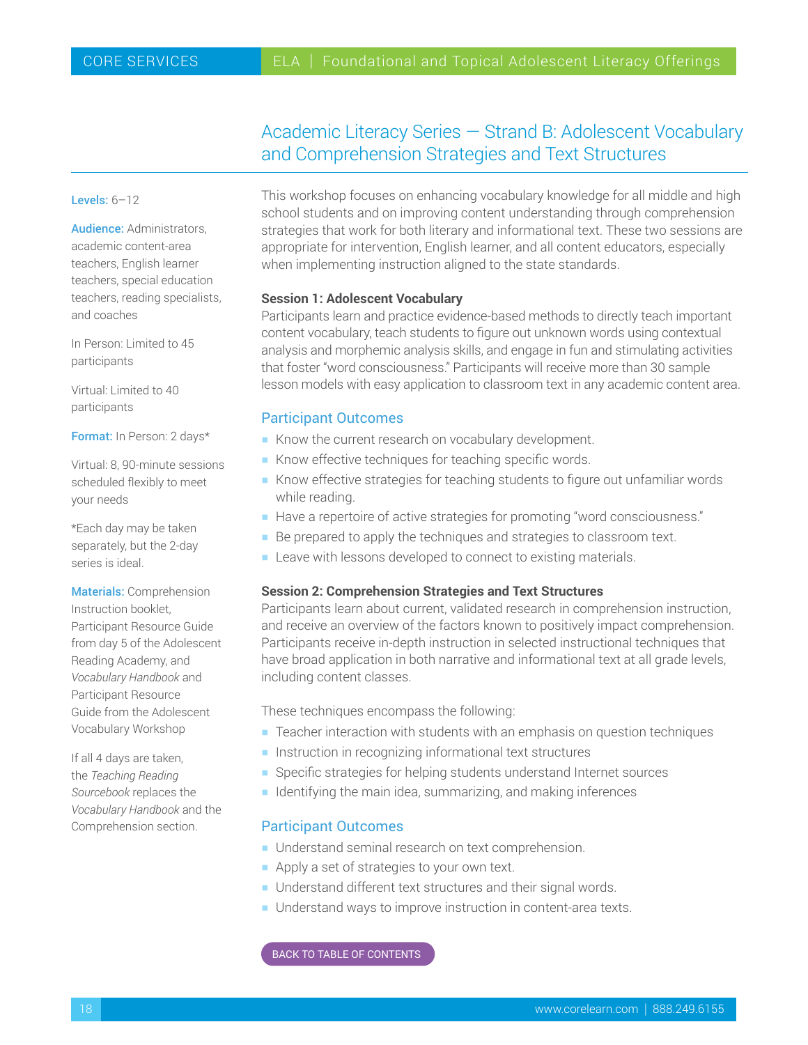# Academic Literacy Series — Strand B: Adolescent Vocabulary and Comprehension Strategies and Text Structures

**Levels:** 6–12

**Audience:** Administrators, academic content-area teachers, English learner teachers, special education teachers, reading specialists, and coaches

In Person: Limited to 45 participants

Virtual: Limited to 40 participants

**Format:** In Person: 2 days*

Virtual: 8, 90-minute sessions scheduled flexibly to meet your needs

*Each day may be taken separately, but the 2-day series is ideal.

**Materials:** Comprehension Instruction booklet, Participant Resource Guide from day 5 of the Adolescent Reading Academy, and *Vocabulary Handbook* and Participant Resource Guide from the Adolescent Vocabulary Workshop

If all 4 days are taken, the *Teaching Reading Sourcebook* replaces the *Vocabulary Handbook* and the Comprehension section.

This workshop focuses on enhancing vocabulary knowledge for all middle and high school students and on improving content understanding through comprehension strategies that work for both literary and informational text. These two sessions are appropriate for intervention, English learner, and all content educators, especially when implementing instruction aligned to the state standards.

**Session 1: Adolescent Vocabulary**

Participants learn and practice evidence-based methods to directly teach important content vocabulary, teach students to figure out unknown words using contextual analysis and morphemic analysis skills, and engage in fun and stimulating activities that foster "word consciousness." Participants will receive more than 30 sample lesson models with easy application to classroom text in any academic content area.

## Participant Outcomes

- Know the current research on vocabulary development.
- Know effective techniques for teaching specific words.
- Know effective strategies for teaching students to figure out unfamiliar words while reading.
- Have a repertoire of active strategies for promoting "word consciousness."
- Be prepared to apply the techniques and strategies to classroom text.
- Leave with lessons developed to connect to existing materials.

**Session 2: Comprehension Strategies and Text Structures**

Participants learn about current, validated research in comprehension instruction, and receive an overview of the factors known to positively impact comprehension. Participants receive in-depth instruction in selected instructional techniques that have broad application in both narrative and informational text at all grade levels, including content classes.

These techniques encompass the following:

- Teacher interaction with students with an emphasis on question techniques
- Instruction in recognizing informational text structures
- Specific strategies for helping students understand Internet sources
- Identifying the main idea, summarizing, and making inferences

## Participant Outcomes

- Understand seminal research on text comprehension.
- Apply a set of strategies to your own text.
- Understand different text structures and their signal words.
- Understand ways to improve instruction in content-area texts.

BACK TO TABLE OF CONTENTS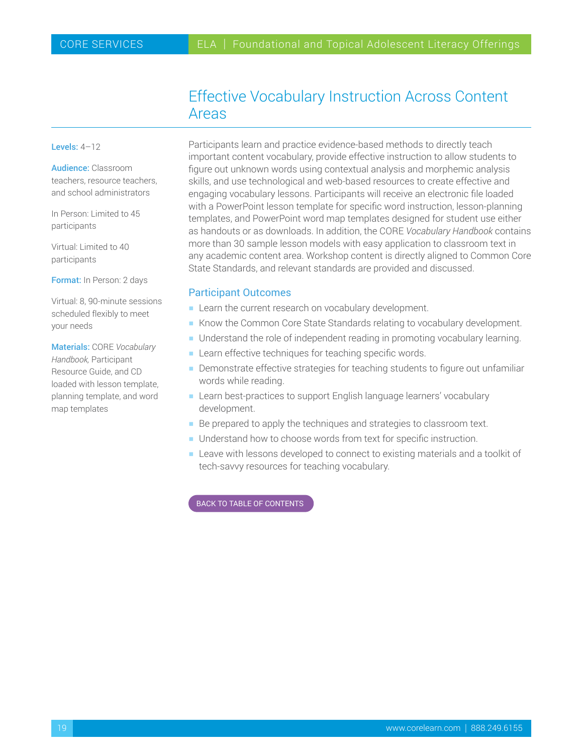# Effective Vocabulary Instruction Across Content Areas

**Levels:** 4–12

**Audience:** Classroom teachers, resource teachers, and school administrators

In Person: Limited to 45 participants

Virtual: Limited to 40 participants

**Format:** In Person: 2 days

Virtual: 8, 90-minute sessions scheduled flexibly to meet your needs

**Materials:** CORE *Vocabulary Handbook,* Participant Resource Guide, and CD loaded with lesson template, planning template, and word map templates

Participants learn and practice evidence-based methods to directly teach important content vocabulary, provide effective instruction to allow students to figure out unknown words using contextual analysis and morphemic analysis skills, and use technological and web-based resources to create effective and engaging vocabulary lessons. Participants will receive an electronic file loaded with a PowerPoint lesson template for specific word instruction, lesson-planning templates, and PowerPoint word map templates designed for student use either as handouts or as downloads. In addition, the CORE *Vocabulary Handbook* contains more than 30 sample lesson models with easy application to classroom text in any academic content area. Workshop content is directly aligned to Common Core State Standards, and relevant standards are provided and discussed.

## Participant Outcomes

- Learn the current research on vocabulary development.
- Know the Common Core State Standards relating to vocabulary development.
- Understand the role of independent reading in promoting vocabulary learning.
- Learn effective techniques for teaching specific words.
- Demonstrate effective strategies for teaching students to figure out unfamiliar words while reading.
- Learn best-practices to support English language learners' vocabulary development.
- Be prepared to apply the techniques and strategies to classroom text.
- Understand how to choose words from text for specific instruction.
- Leave with lessons developed to connect to existing materials and a toolkit of tech-savvy resources for teaching vocabulary.

BACK TO TABLE OF CONTENTS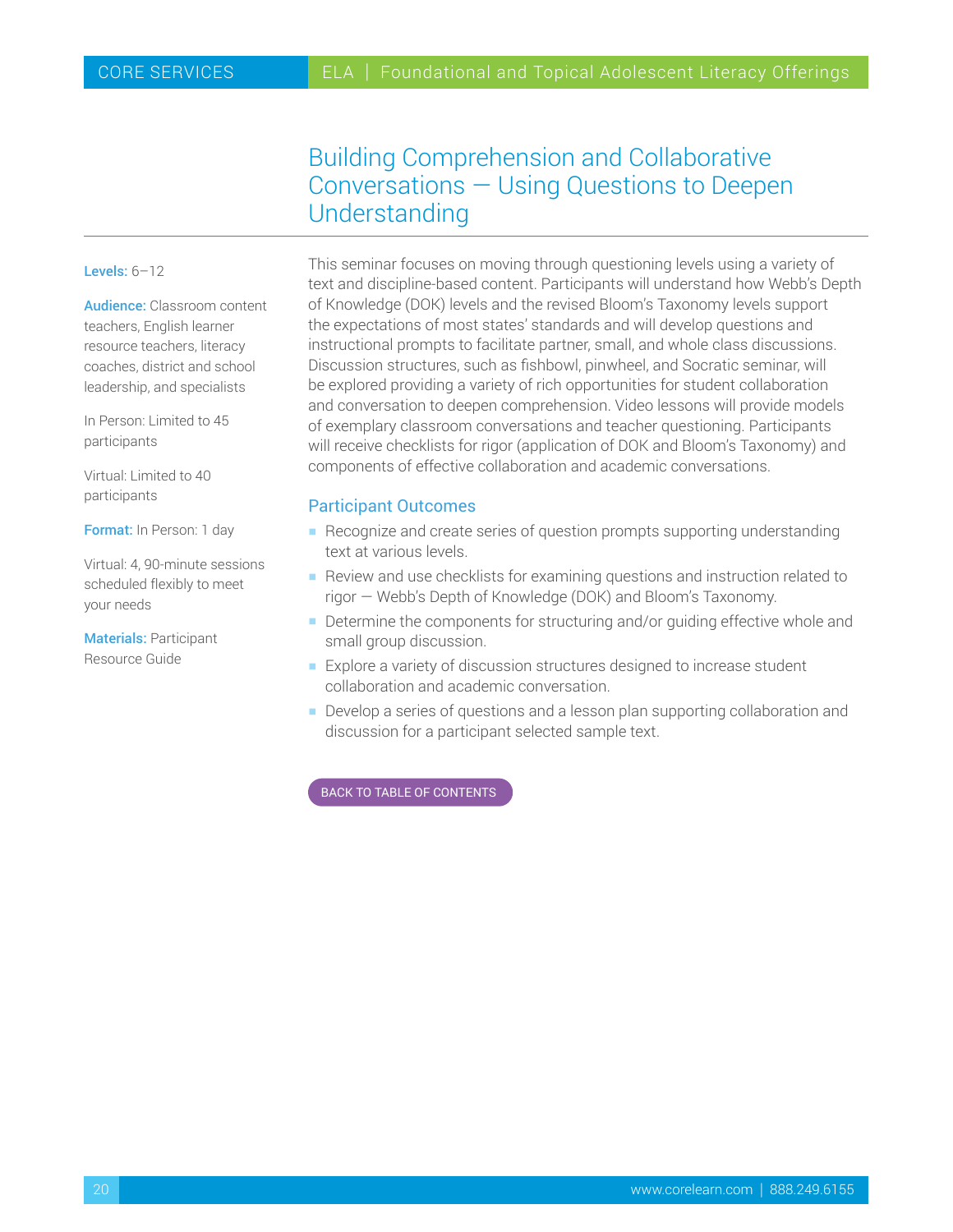# Building Comprehension and Collaborative Conversations — Using Questions to Deepen Understanding

**Levels:** 6–12

**Audience:** Classroom content teachers, English learner resource teachers, literacy coaches, district and school leadership, and specialists

In Person: Limited to 45 participants

Virtual: Limited to 40 participants

**Format:** In Person: 1 day

Virtual: 4, 90-minute sessions scheduled flexibly to meet your needs

**Materials:** Participant Resource Guide

This seminar focuses on moving through questioning levels using a variety of text and discipline-based content. Participants will understand how Webb's Depth of Knowledge (DOK) levels and the revised Bloom's Taxonomy levels support the expectations of most states' standards and will develop questions and instructional prompts to facilitate partner, small, and whole class discussions. Discussion structures, such as fishbowl, pinwheel, and Socratic seminar, will be explored providing a variety of rich opportunities for student collaboration and conversation to deepen comprehension. Video lessons will provide models of exemplary classroom conversations and teacher questioning. Participants will receive checklists for rigor (application of DOK and Bloom's Taxonomy) and components of effective collaboration and academic conversations.

## Participant Outcomes

- Recognize and create series of question prompts supporting understanding text at various levels.
- Review and use checklists for examining questions and instruction related to rigor — Webb's Depth of Knowledge (DOK) and Bloom's Taxonomy.
- Determine the components for structuring and/or guiding effective whole and small group discussion.
- Explore a variety of discussion structures designed to increase student collaboration and academic conversation.
- Develop a series of questions and a lesson plan supporting collaboration and discussion for a participant selected sample text.

BACK TO TABLE OF CONTENTS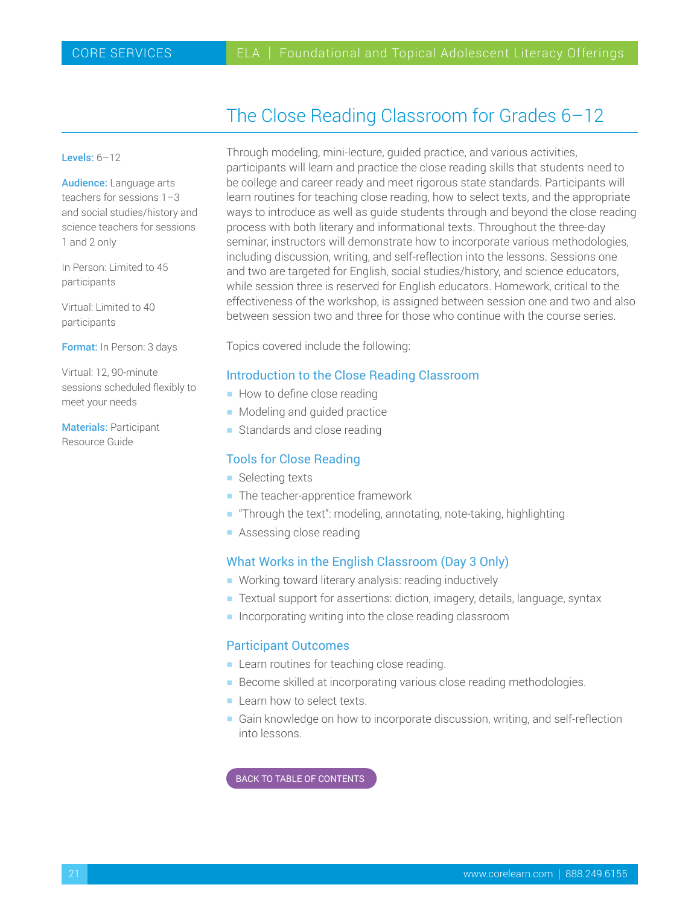# The Close Reading Classroom for Grades 6–12

**Levels:** 6–12

**Audience:** Language arts teachers for sessions 1–3 and social studies/history and science teachers for sessions 1 and 2 only

In Person: Limited to 45 participants

Virtual: Limited to 40 participants

**Format:** In Person: 3 days

Virtual: 12, 90-minute sessions scheduled flexibly to meet your needs

**Materials:** Participant Resource Guide

Through modeling, mini-lecture, guided practice, and various activities, participants will learn and practice the close reading skills that students need to be college and career ready and meet rigorous state standards. Participants will learn routines for teaching close reading, how to select texts, and the appropriate ways to introduce as well as guide students through and beyond the close reading process with both literary and informational texts. Throughout the three-day seminar, instructors will demonstrate how to incorporate various methodologies, including discussion, writing, and self-reflection into the lessons. Sessions one and two are targeted for English, social studies/history, and science educators, while session three is reserved for English educators. Homework, critical to the effectiveness of the workshop, is assigned between session one and two and also between session two and three for those who continue with the course series.

Topics covered include the following:

## Introduction to the Close Reading Classroom

- How to define close reading
- Modeling and guided practice
- Standards and close reading

## Tools for Close Reading

- Selecting texts
- The teacher-apprentice framework
- "Through the text": modeling, annotating, note-taking, highlighting
- Assessing close reading

## What Works in the English Classroom (Day 3 Only)

- Working toward literary analysis: reading inductively
- Textual support for assertions: diction, imagery, details, language, syntax
- Incorporating writing into the close reading classroom

## Participant Outcomes

- Learn routines for teaching close reading.
- Become skilled at incorporating various close reading methodologies.
- Learn how to select texts.
- Gain knowledge on how to incorporate discussion, writing, and self-reflection into lessons.

BACK TO TABLE OF CONTENTS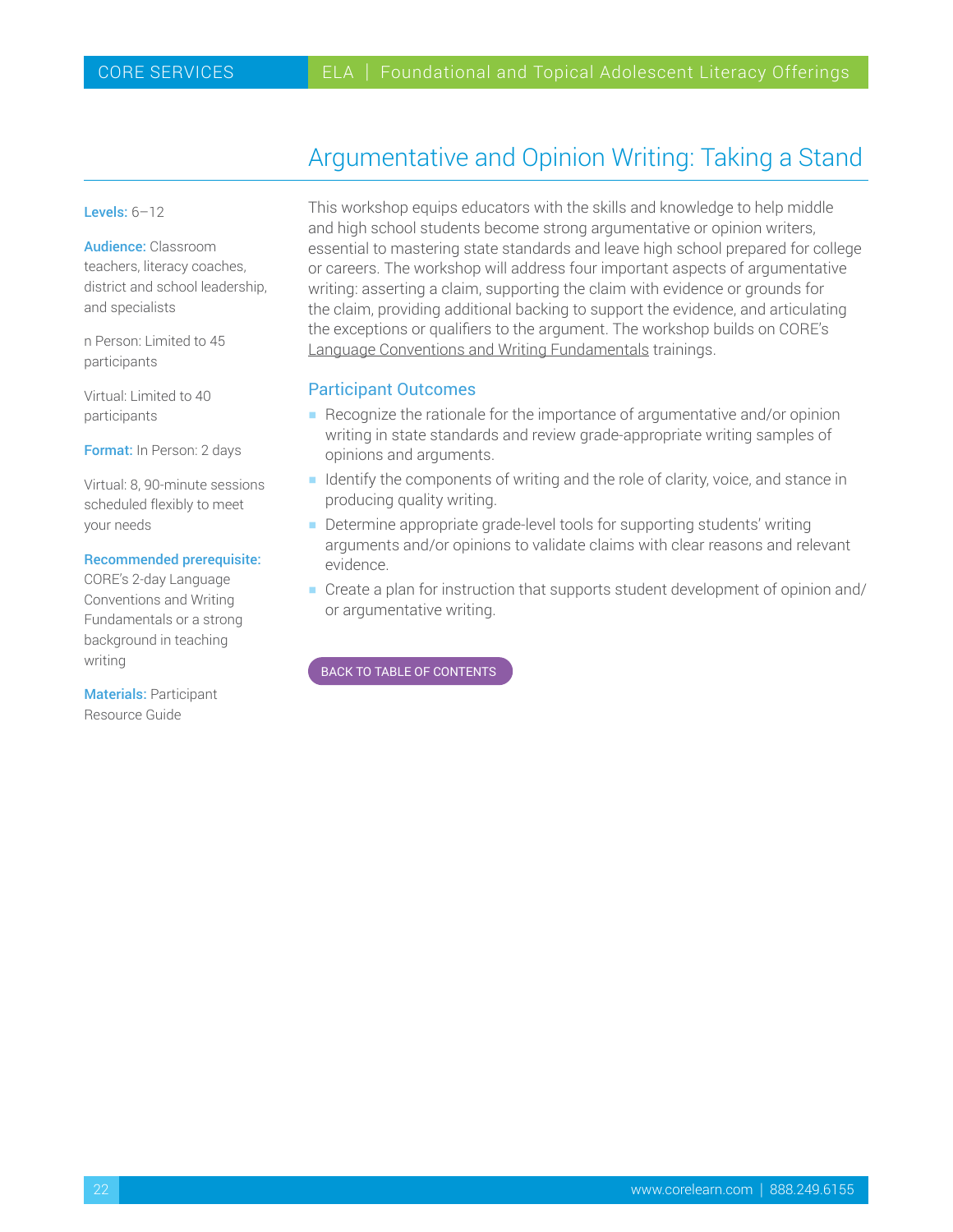# Argumentative and Opinion Writing: Taking a Stand

**Levels:** 6–12

**Audience:** Classroom teachers, literacy coaches, district and school leadership, and specialists

n Person: Limited to 45 participants

Virtual: Limited to 40 participants

**Format:** In Person: 2 days

Virtual: 8, 90-minute sessions scheduled flexibly to meet your needs

**Recommended prerequisite:** CORE's 2-day Language Conventions and Writing Fundamentals or a strong background in teaching writing

**Materials:** Participant Resource Guide

This workshop equips educators with the skills and knowledge to help middle and high school students become strong argumentative or opinion writers, essential to mastering state standards and leave high school prepared for college or careers. The workshop will address four important aspects of argumentative writing: asserting a claim, supporting the claim with evidence or grounds for the claim, providing additional backing to support the evidence, and articulating the exceptions or qualifiers to the argument. The workshop builds on CORE's Language Conventions and Writing Fundamentals trainings.

## Participant Outcomes

- Recognize the rationale for the importance of argumentative and/or opinion writing in state standards and review grade-appropriate writing samples of opinions and arguments.
- Identify the components of writing and the role of clarity, voice, and stance in producing quality writing.
- Determine appropriate grade-level tools for supporting students' writing arguments and/or opinions to validate claims with clear reasons and relevant evidence.
- Create a plan for instruction that supports student development of opinion and/or argumentative writing.

BACK TO TABLE OF CONTENTS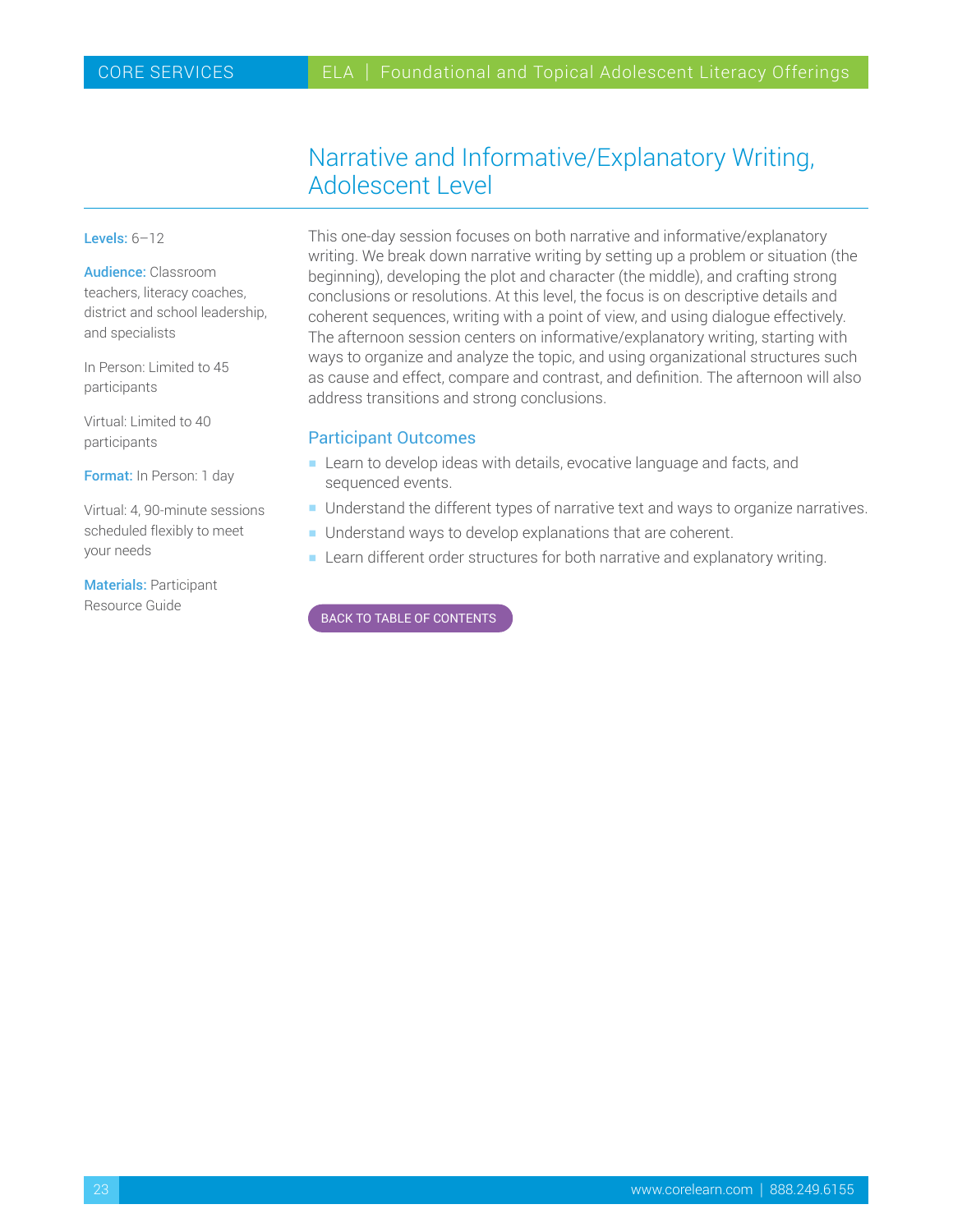# Narrative and Informative/Explanatory Writing, Adolescent Level

**Levels:** 6–12

**Audience:** Classroom teachers, literacy coaches, district and school leadership, and specialists

In Person: Limited to 45 participants

Virtual: Limited to 40 participants

**Format:** In Person: 1 day

Virtual: 4, 90-minute sessions scheduled flexibly to meet your needs

**Materials:** Participant Resource Guide

This one-day session focuses on both narrative and informative/explanatory writing. We break down narrative writing by setting up a problem or situation (the beginning), developing the plot and character (the middle), and crafting strong conclusions or resolutions. At this level, the focus is on descriptive details and coherent sequences, writing with a point of view, and using dialogue effectively. The afternoon session centers on informative/explanatory writing, starting with ways to organize and analyze the topic, and using organizational structures such as cause and effect, compare and contrast, and definition. The afternoon will also address transitions and strong conclusions.

## Participant Outcomes

- Learn to develop ideas with details, evocative language and facts, and sequenced events.
- Understand the different types of narrative text and ways to organize narratives.
- Understand ways to develop explanations that are coherent.
- Learn different order structures for both narrative and explanatory writing.

BACK TO TABLE OF CONTENTS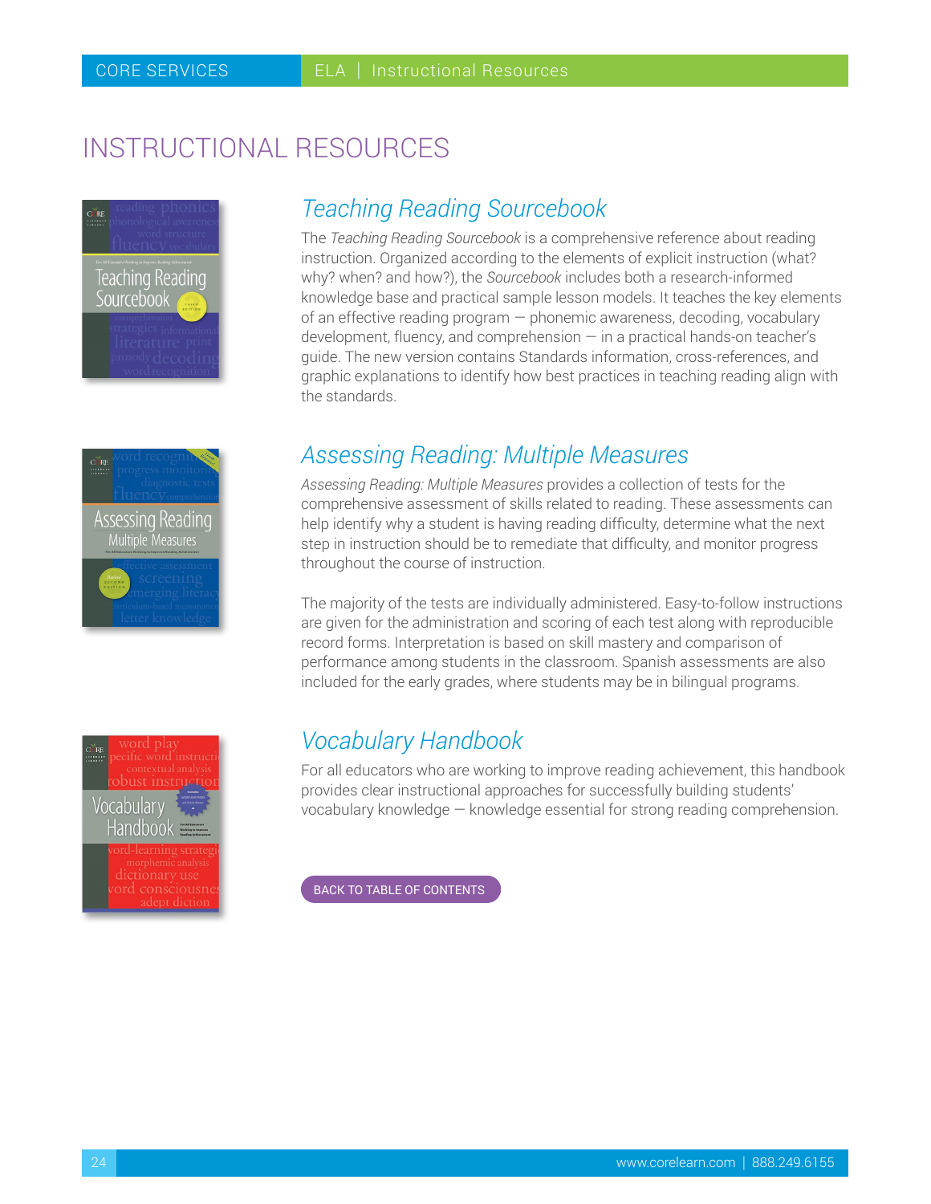# INSTRUCTIONAL RESOURCES

## *Teaching Reading Sourcebook*

The *Teaching Reading Sourcebook* is a comprehensive reference about reading instruction. Organized according to the elements of explicit instruction (what? why? when? and how?), the *Sourcebook* includes both a research-informed knowledge base and practical sample lesson models. It teaches the key elements of an effective reading program — phonemic awareness, decoding, vocabulary development, fluency, and comprehension — in a practical hands-on teacher's guide. The new version contains Standards information, cross-references, and graphic explanations to identify how best practices in teaching reading align with the standards.

## *Assessing Reading: Multiple Measures*

*Assessing Reading: Multiple Measures* provides a collection of tests for the comprehensive assessment of skills related to reading. These assessments can help identify why a student is having reading difficulty, determine what the next step in instruction should be to remediate that difficulty, and monitor progress throughout the course of instruction.

The majority of the tests are individually administered. Easy-to-follow instructions are given for the administration and scoring of each test along with reproducible record forms. Interpretation is based on skill mastery and comparison of performance among students in the classroom. Spanish assessments are also included for the early grades, where students may be in bilingual programs.

## *Vocabulary Handbook*

For all educators who are working to improve reading achievement, this handbook provides clear instructional approaches for successfully building students' vocabulary knowledge — knowledge essential for strong reading comprehension.

BACK TO TABLE OF CONTENTS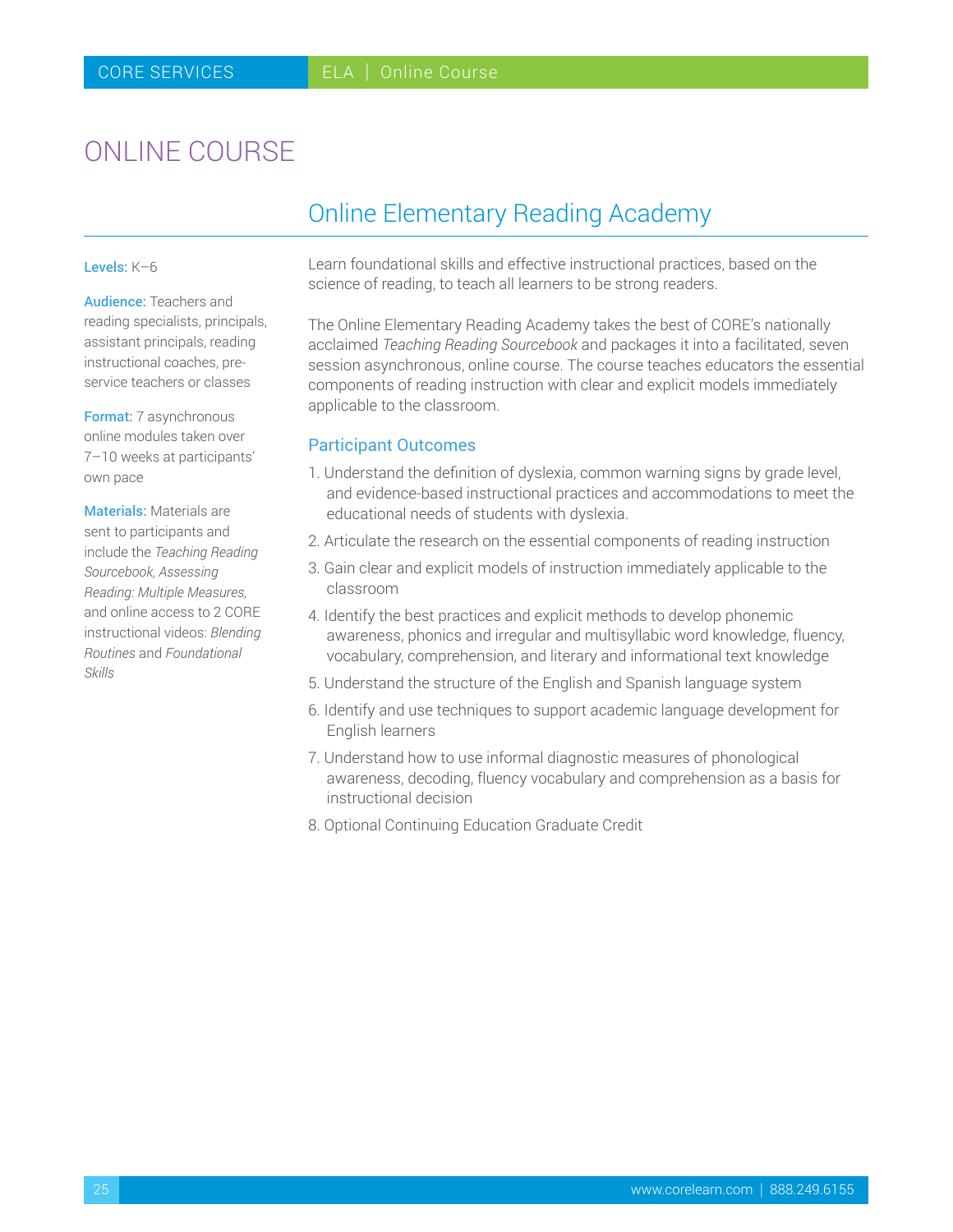# ONLINE COURSE

## Online Elementary Reading Academy

**Levels:** K–6

**Audience:** Teachers and reading specialists, principals, assistant principals, reading instructional coaches, pre-service teachers or classes

**Format:** 7 asynchronous online modules taken over 7–10 weeks at participants' own pace

**Materials:** Materials are sent to participants and include the *Teaching Reading Sourcebook, Assessing Reading: Multiple Measures,* and online access to 2 CORE instructional videos: *Blending Routines* and *Foundational Skills*

Learn foundational skills and effective instructional practices, based on the science of reading, to teach all learners to be strong readers.

The Online Elementary Reading Academy takes the best of CORE's nationally acclaimed *Teaching Reading Sourcebook* and packages it into a facilitated, seven session asynchronous, online course. The course teaches educators the essential components of reading instruction with clear and explicit models immediately applicable to the classroom.

### Participant Outcomes

1. Understand the definition of dyslexia, common warning signs by grade level, and evidence-based instructional practices and accommodations to meet the educational needs of students with dyslexia.
2. Articulate the research on the essential components of reading instruction
3. Gain clear and explicit models of instruction immediately applicable to the classroom
4. Identify the best practices and explicit methods to develop phonemic awareness, phonics and irregular and multisyllabic word knowledge, fluency, vocabulary, comprehension, and literary and informational text knowledge
5. Understand the structure of the English and Spanish language system
6. Identify and use techniques to support academic language development for English learners
7. Understand how to use informal diagnostic measures of phonological awareness, decoding, fluency vocabulary and comprehension as a basis for instructional decision
8. Optional Continuing Education Graduate Credit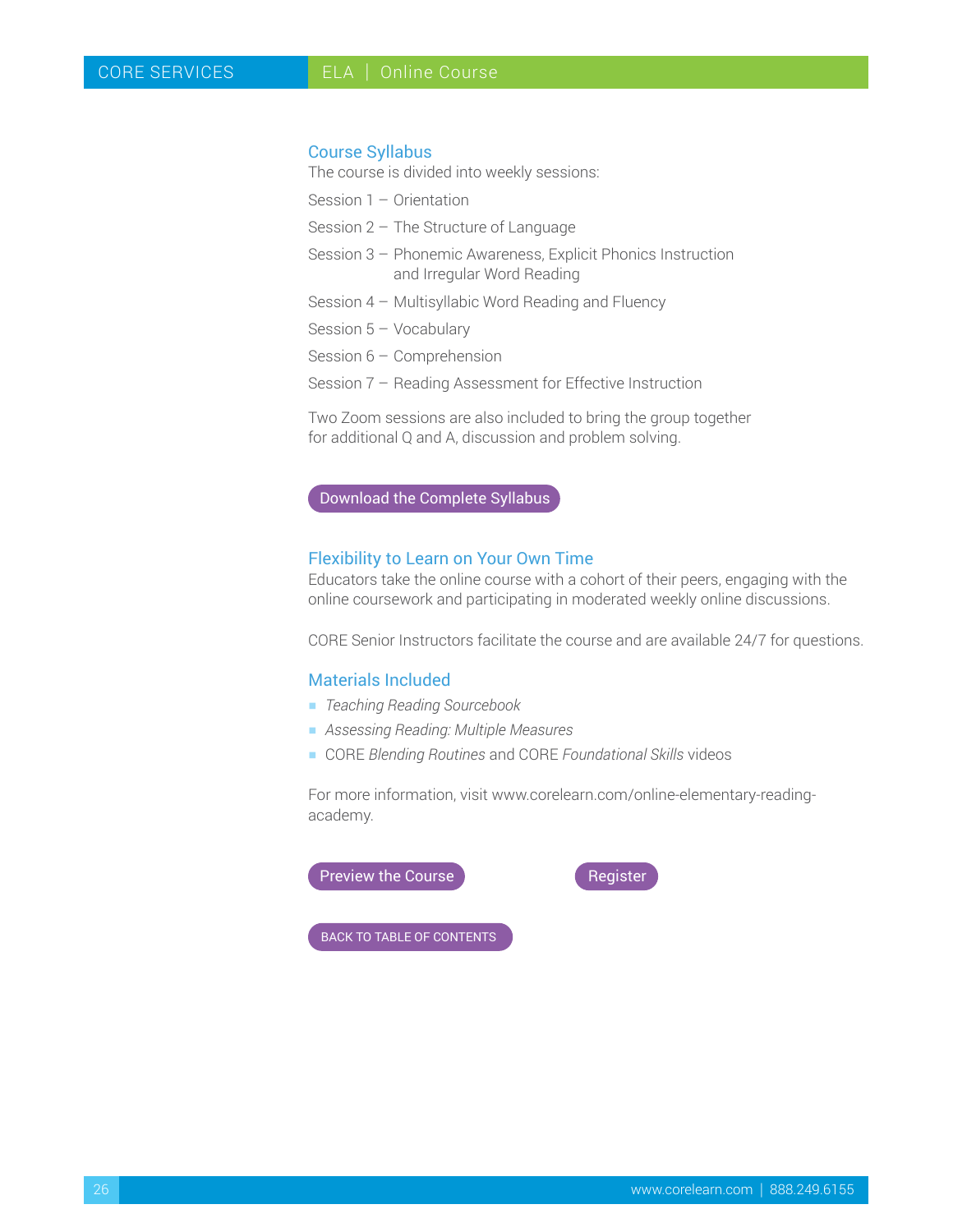## Course Syllabus

The course is divided into weekly sessions:

Session 1 – Orientation

Session 2 – The Structure of Language

Session 3 – Phonemic Awareness, Explicit Phonics Instruction and Irregular Word Reading

Session 4 – Multisyllabic Word Reading and Fluency

Session 5 – Vocabulary

Session 6 – Comprehension

Session 7 – Reading Assessment for Effective Instruction

Two Zoom sessions are also included to bring the group together for additional Q and A, discussion and problem solving.

Download the Complete Syllabus

## Flexibility to Learn on Your Own Time

Educators take the online course with a cohort of their peers, engaging with the online coursework and participating in moderated weekly online discussions.

CORE Senior Instructors facilitate the course and are available 24/7 for questions.

## Materials Included

- *Teaching Reading Sourcebook*
- *Assessing Reading: Multiple Measures*
- CORE *Blending Routines* and CORE *Foundational Skills* videos

For more information, visit www.corelearn.com/online-elementary-reading-academy.

Preview the Course

Register

BACK TO TABLE OF CONTENTS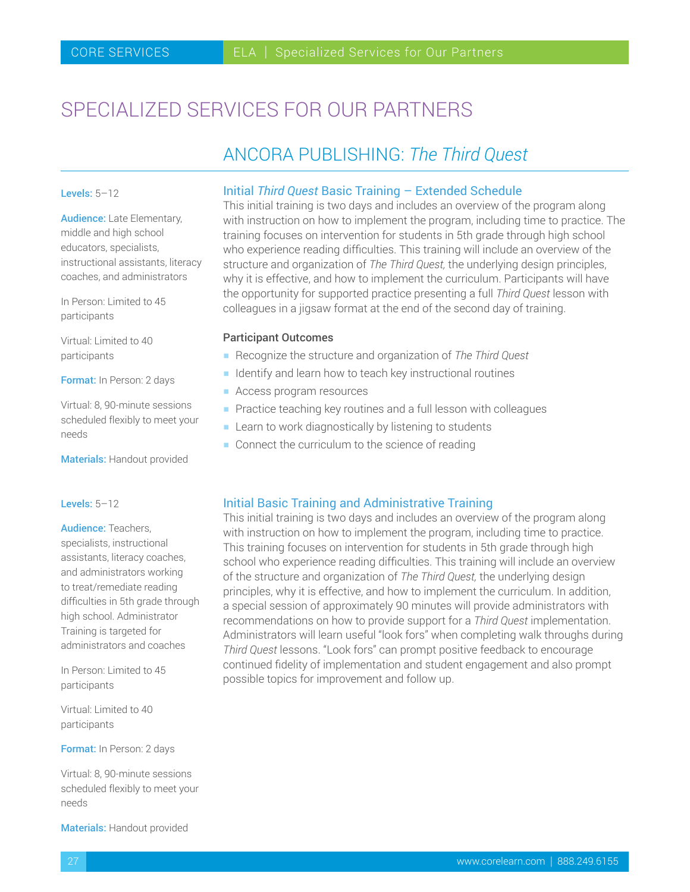# SPECIALIZED SERVICES FOR OUR PARTNERS

## ANCORA PUBLISHING: *The Third Quest*

### Initial *Third Quest* Basic Training – Extended Schedule

**Levels:** 5–12

**Audience:** Late Elementary, middle and high school educators, specialists, instructional assistants, literacy coaches, and administrators

In Person: Limited to 45 participants

Virtual: Limited to 40 participants

**Format:** In Person: 2 days

Virtual: 8, 90-minute sessions scheduled flexibly to meet your needs

**Materials:** Handout provided

This initial training is two days and includes an overview of the program along with instruction on how to implement the program, including time to practice. The training focuses on intervention for students in 5th grade through high school who experience reading difficulties. This training will include an overview of the structure and organization of *The Third Quest,* the underlying design principles, why it is effective, and how to implement the curriculum. Participants will have the opportunity for supported practice presenting a full *Third Quest* lesson with colleagues in a jigsaw format at the end of the second day of training.

**Participant Outcomes**

- Recognize the structure and organization of *The Third Quest*
- Identify and learn how to teach key instructional routines
- Access program resources
- Practice teaching key routines and a full lesson with colleagues
- Learn to work diagnostically by listening to students
- Connect the curriculum to the science of reading

### Initial Basic Training and Administrative Training

**Levels:** 5–12

**Audience:** Teachers, specialists, instructional assistants, literacy coaches, and administrators working to treat/remediate reading difficulties in 5th grade through high school. Administrator Training is targeted for administrators and coaches

In Person: Limited to 45 participants

Virtual: Limited to 40 participants

**Format:** In Person: 2 days

Virtual: 8, 90-minute sessions scheduled flexibly to meet your needs

**Materials:** Handout provided

This initial training is two days and includes an overview of the program along with instruction on how to implement the program, including time to practice. This training focuses on intervention for students in 5th grade through high school who experience reading difficulties. This training will include an overview of the structure and organization of *The Third Quest,* the underlying design principles, why it is effective, and how to implement the curriculum. In addition, a special session of approximately 90 minutes will provide administrators with recommendations on how to provide support for a *Third Quest* implementation. Administrators will learn useful "look fors" when completing walk throughs during *Third Quest* lessons. "Look fors" can prompt positive feedback to encourage continued fidelity of implementation and student engagement and also prompt possible topics for improvement and follow up.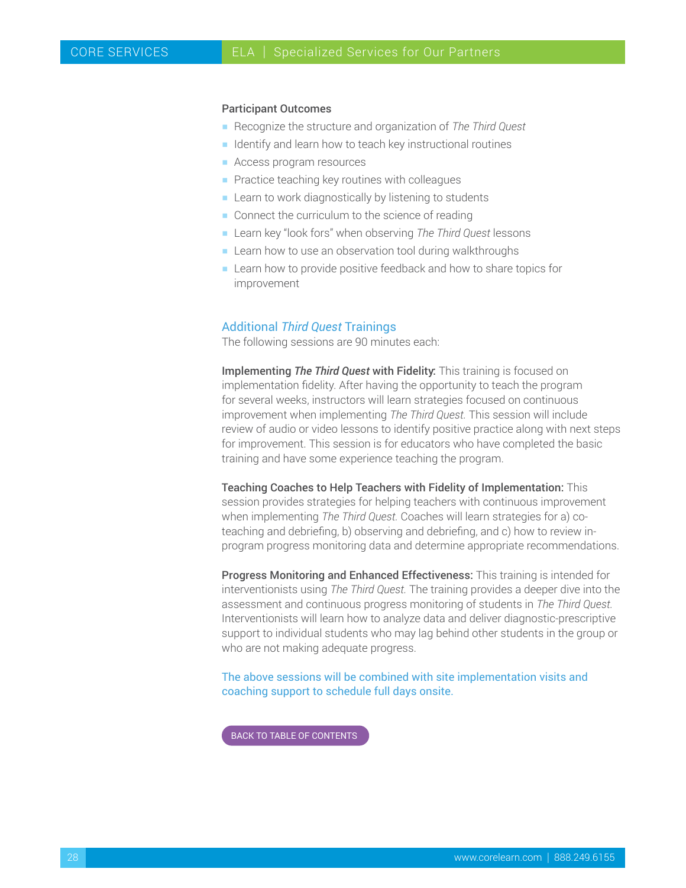**Participant Outcomes**

- Recognize the structure and organization of *The Third Quest*
- Identify and learn how to teach key instructional routines
- Access program resources
- Practice teaching key routines with colleagues
- Learn to work diagnostically by listening to students
- Connect the curriculum to the science of reading
- Learn key "look fors" when observing *The Third Quest* lessons
- Learn how to use an observation tool during walkthroughs
- Learn how to provide positive feedback and how to share topics for improvement

## Additional *Third Quest* Trainings

The following sessions are 90 minutes each:

**Implementing *The Third Quest* with Fidelity:** This training is focused on implementation fidelity. After having the opportunity to teach the program for several weeks, instructors will learn strategies focused on continuous improvement when implementing *The Third Quest.* This session will include review of audio or video lessons to identify positive practice along with next steps for improvement. This session is for educators who have completed the basic training and have some experience teaching the program.

**Teaching Coaches to Help Teachers with Fidelity of Implementation:** This session provides strategies for helping teachers with continuous improvement when implementing *The Third Quest.* Coaches will learn strategies for a) co-teaching and debriefing, b) observing and debriefing, and c) how to review in-program progress monitoring data and determine appropriate recommendations.

**Progress Monitoring and Enhanced Effectiveness:** This training is intended for interventionists using *The Third Quest.* The training provides a deeper dive into the assessment and continuous progress monitoring of students in *The Third Quest.* Interventionists will learn how to analyze data and deliver diagnostic-prescriptive support to individual students who may lag behind other students in the group or who are not making adequate progress.

The above sessions will be combined with site implementation visits and coaching support to schedule full days onsite.

BACK TO TABLE OF CONTENTS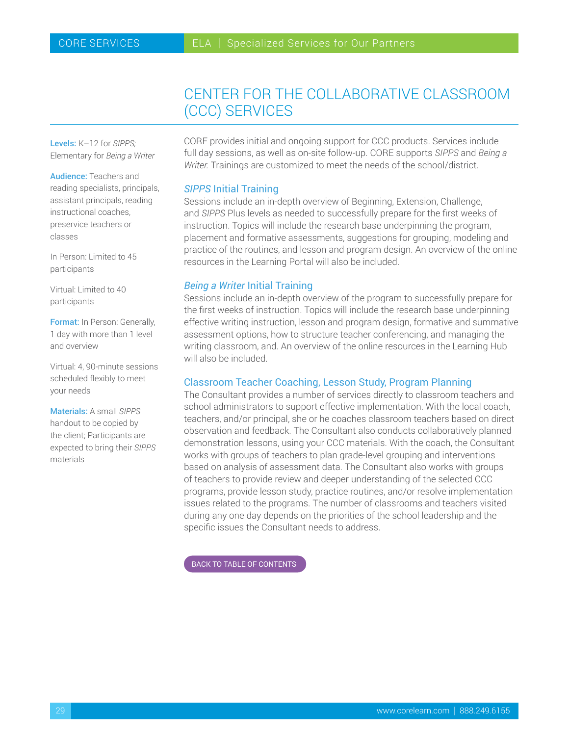# CENTER FOR THE COLLABORATIVE CLASSROOM (CCC) SERVICES

**Levels:** K–12 for *SIPPS;* Elementary for *Being a Writer*

**Audience:** Teachers and reading specialists, principals, assistant principals, reading instructional coaches, preservice teachers or classes

In Person: Limited to 45 participants

Virtual: Limited to 40 participants

**Format:** In Person: Generally, 1 day with more than 1 level and overview

Virtual: 4, 90-minute sessions scheduled flexibly to meet your needs

**Materials:** A small *SIPPS* handout to be copied by the client; Participants are expected to bring their *SIPPS* materials

CORE provides initial and ongoing support for CCC products. Services include full day sessions, as well as on-site follow-up. CORE supports *SIPPS* and *Being a Writer.* Trainings are customized to meet the needs of the school/district.

## *SIPPS* Initial Training

Sessions include an in-depth overview of Beginning, Extension, Challenge, and *SIPPS* Plus levels as needed to successfully prepare for the first weeks of instruction. Topics will include the research base underpinning the program, placement and formative assessments, suggestions for grouping, modeling and practice of the routines, and lesson and program design. An overview of the online resources in the Learning Portal will also be included.

## *Being a Writer* Initial Training

Sessions include an in-depth overview of the program to successfully prepare for the first weeks of instruction. Topics will include the research base underpinning effective writing instruction, lesson and program design, formative and summative assessment options, how to structure teacher conferencing, and managing the writing classroom, and. An overview of the online resources in the Learning Hub will also be included.

## Classroom Teacher Coaching, Lesson Study, Program Planning

The Consultant provides a number of services directly to classroom teachers and school administrators to support effective implementation. With the local coach, teachers, and/or principal, she or he coaches classroom teachers based on direct observation and feedback. The Consultant also conducts collaboratively planned demonstration lessons, using your CCC materials. With the coach, the Consultant works with groups of teachers to plan grade-level grouping and interventions based on analysis of assessment data. The Consultant also works with groups of teachers to provide review and deeper understanding of the selected CCC programs, provide lesson study, practice routines, and/or resolve implementation issues related to the programs. The number of classrooms and teachers visited during any one day depends on the priorities of the school leadership and the specific issues the Consultant needs to address.

BACK TO TABLE OF CONTENTS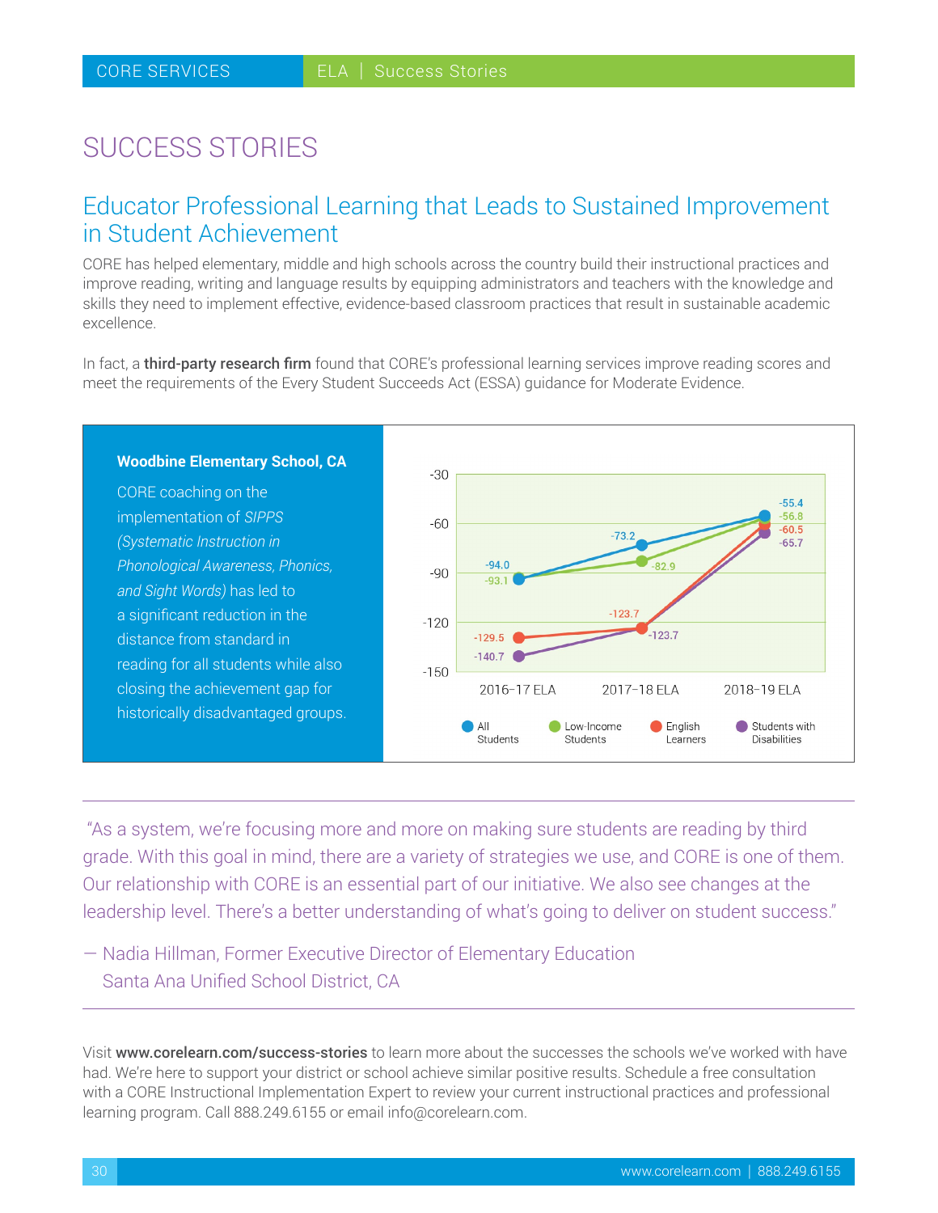# SUCCESS STORIES

## Educator Professional Learning that Leads to Sustained Improvement in Student Achievement

CORE has helped elementary, middle and high schools across the country build their instructional practices and improve reading, writing and language results by equipping administrators and teachers with the knowledge and skills they need to implement effective, evidence-based classroom practices that result in sustainable academic excellence.

In fact, a **third-party research firm** found that CORE's professional learning services improve reading scores and meet the requirements of the Every Student Succeeds Act (ESSA) guidance for Moderate Evidence.

**Woodbine Elementary School, CA**

CORE coaching on the implementation of *SIPPS (Systematic Instruction in Phonological Awareness, Phonics, and Sight Words)* has led to a significant reduction in the distance from standard in reading for all students while also closing the achievement gap for historically disadvantaged groups.

-30
-60
-90
-120
-150

2016–17 ELA
2017–18 ELA
2018–19 ELA

-94.0
-93.1
-129.5
-140.7
-73.2
-82.9
-123.7
-123.7
-55.4
-56.8
-60.5
-65.7

All Students
Low-Income Students
English Learners
Students with Disabilities

"As a system, we're focusing more and more on making sure students are reading by third grade. With this goal in mind, there are a variety of strategies we use, and CORE is one of them. Our relationship with CORE is an essential part of our initiative. We also see changes at the leadership level. There's a better understanding of what's going to deliver on student success."

— Nadia Hillman, Former Executive Director of Elementary Education
Santa Ana Unified School District, CA

Visit **www.corelearn.com/success-stories** to learn more about the successes the schools we've worked with have had. We're here to support your district or school achieve similar positive results. Schedule a free consultation with a CORE Instructional Implementation Expert to review your current instructional practices and professional learning program. Call 888.249.6155 or email info@corelearn.com.